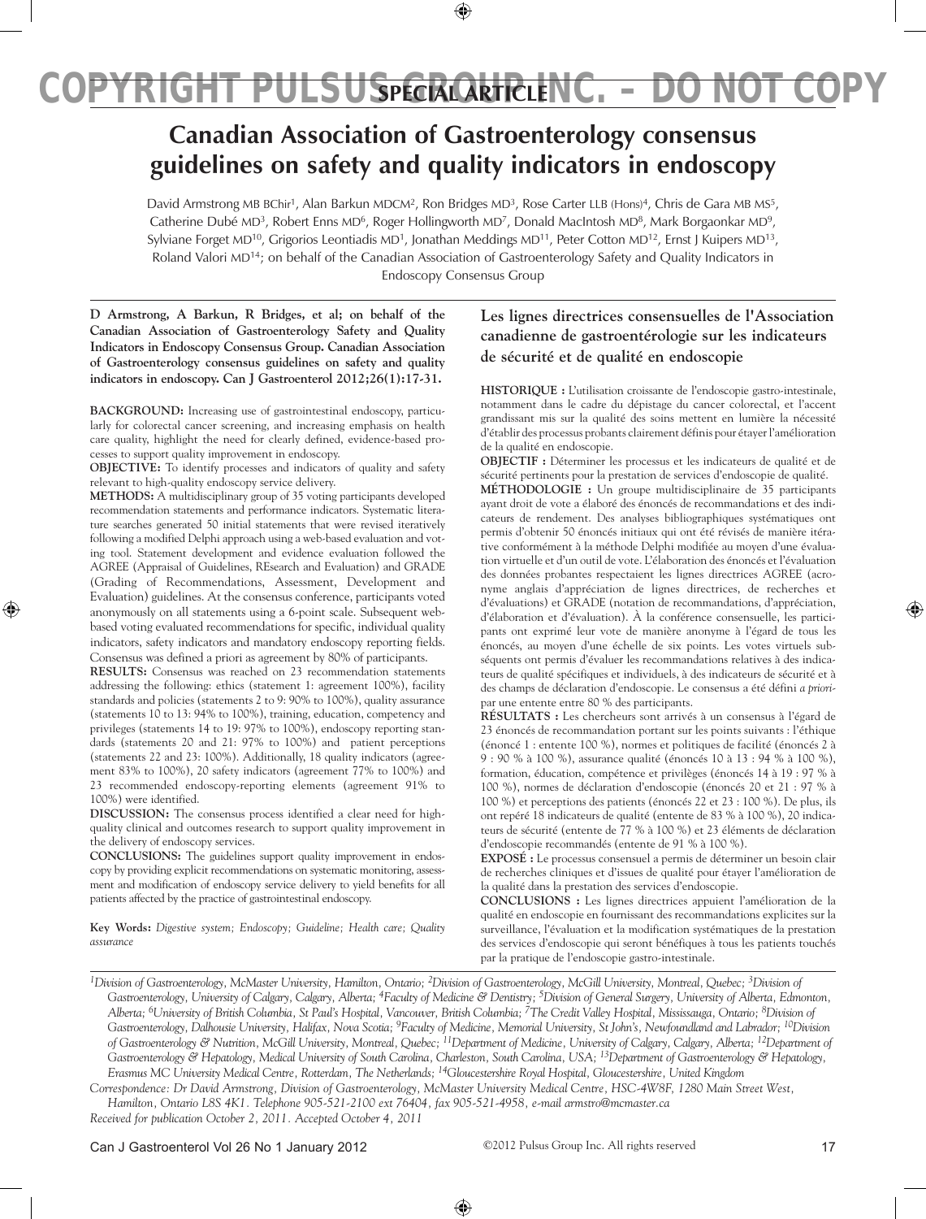SPECIAL ARTICLE

# Canadian Association of Gastroenterology consensus guidelines on safety and quality indicators in endoscopy

David Armstrong MB BChir[1], Alan Barkun MDCM[2], Ron Bridges MD[3], Rose Carter LLB (Hons)[4], Chris de Gara MB MS[5], Catherine Dubé MD[3], Robert Enns MD[6], Roger Hollingworth MD[7], Donald MacIntosh MD[8], Mark Borgaonkar MD[9], Sylviane Forget MD[10], Grigorios Leontiadis MD[1], Jonathan Meddings MD[11], Peter Cotton MD[12], Ernst J Kuipers MD[13], Roland Valori MD[14]; on behalf of the Canadian Association of Gastroenterology Safety and Quality Indicators in Endoscopy Consensus Group

**D Armstrong, A Barkun, R Bridges, et al; on behalf of the Canadian Association of Gastroenterology Safety and Quality Indicators in Endoscopy Consensus Group. Canadian Association of Gastroenterology consensus guidelines on safety and quality indicators in endoscopy. Can J Gastroenterol 2012;26(1):17-31.**

**BACKGROUND:** Increasing use of gastrointestinal endoscopy, particularly for colorectal cancer screening, and increasing emphasis on health care quality, highlight the need for clearly defined, evidence-based processes to support quality improvement in endoscopy.

**OBJECTIVE:** To identify processes and indicators of quality and safety relevant to high-quality endoscopy service delivery.

**METHODS:** A multidisciplinary group of 35 voting participants developed recommendation statements and performance indicators. Systematic literature searches generated 50 initial statements that were revised iteratively following a modified Delphi approach using a web-based evaluation and voting tool. Statement development and evidence evaluation followed the AGREE (Appraisal of Guidelines, REsearch and Evaluation) and GRADE (Grading of Recommendations, Assessment, Development and Evaluation) guidelines. At the consensus conference, participants voted anonymously on all statements using a 6-point scale. Subsequent web-based voting evaluated recommendations for specific, individual quality indicators, safety indicators and mandatory endoscopy reporting fields. Consensus was defined a priori as agreement by 80% of participants.

**RESULTS:** Consensus was reached on 23 recommendation statements addressing the following: ethics (statement 1: agreement 100%), facility standards and policies (statements 2 to 9: 90% to 100%), quality assurance (statements 10 to 13: 94% to 100%), training, education, competency and privileges (statements 14 to 19: 97% to 100%), endoscopy reporting standards (statements 20 and 21: 97% to 100%) and patient perceptions (statements 22 and 23: 100%). Additionally, 18 quality indicators (agreement 83% to 100%), 20 safety indicators (agreement 77% to 100%) and 23 recommended endoscopy-reporting elements (agreement 91% to 100%) were identified.

**DISCUSSION:** The consensus process identified a clear need for high-quality clinical and outcomes research to support quality improvement in the delivery of endoscopy services.

**CONCLUSIONS:** The guidelines support quality improvement in endoscopy by providing explicit recommendations on systematic monitoring, assessment and modification of endoscopy service delivery to yield benefits for all patients affected by the practice of gastrointestinal endoscopy.

**Key Words:** *Digestive system; Endoscopy; Guideline; Health care; Quality assurance*

## Les lignes directrices consensuelles de l'Association canadienne de gastroentérologie sur les indicateurs de sécurité et de qualité en endoscopie

**HISTORIQUE :** L'utilisation croissante de l'endoscopie gastro-intestinale, notamment dans le cadre du dépistage du cancer colorectal, et l'accent grandissant mis sur la qualité des soins mettent en lumière la nécessité d'établir des processus probants clairement définis pour étayer l'amélioration de la qualité en endoscopie.

**OBJECTIF :** Déterminer les processus et les indicateurs de qualité et de sécurité pertinents pour la prestation de services d'endoscopie de qualité.

**MÉTHODOLOGIE :** Un groupe multidisciplinaire de 35 participants ayant droit de vote a élaboré des énoncés de recommandations et des indicateurs de rendement. Des analyses bibliographiques systématiques ont permis d'obtenir 50 énoncés initiaux qui ont été révisés de manière itérative conformément à la méthode Delphi modifiée au moyen d'une évaluation virtuelle et d'un outil de vote. L'élaboration des énoncés et l'évaluation des données probantes respectaient les lignes directrices AGREE (acronyme anglais d'appréciation de lignes directrices, de recherches et d'évaluations) et GRADE (notation de recommandations, d'appréciation, d'élaboration et d'évaluation). À la conférence consensuelle, les participants ont exprimé leur vote de manière anonyme à l'égard de tous les énoncés, au moyen d'une échelle de six points. Les votes virtuels subséquents ont permis d'évaluer les recommandations relatives à des indicateurs de qualité spécifiques et individuels, à des indicateurs de sécurité et à des champs de déclaration d'endoscopie. Le consensus a été défini *a priori* par une entente entre 80 % des participants.

**RÉSULTATS :** Les chercheurs sont arrivés à un consensus à l'égard de 23 énoncés de recommandation portant sur les points suivants : l'éthique (énoncé 1 : entente 100 %), normes et politiques de facilité (énoncés 2 à 9 : 90 % à 100 %), assurance qualité (énoncés 10 à 13 : 94 % à 100 %), formation, éducation, compétence et privilèges (énoncés 14 à 19 : 97 % à 100 %), normes de déclaration d'endoscopie (énoncés 20 et 21 : 97 % à 100 %) et perceptions des patients (énoncés 22 et 23 : 100 %). De plus, ils ont repéré 18 indicateurs de qualité (entente de 83 % à 100 %), 20 indicateurs de sécurité (entente de 77 % à 100 %) et 23 éléments de déclaration d'endoscopie recommandés (entente de 91 % à 100 %).

**EXPOSÉ :** Le processus consensuel a permis de déterminer un besoin clair de recherches cliniques et d'issues de qualité pour étayer l'amélioration de la qualité dans la prestation des services d'endoscopie.

**CONCLUSIONS :** Les lignes directrices appuient l'amélioration de la qualité en endoscopie en fournissant des recommandations explicites sur la surveillance, l'évaluation et la modification systématiques de la prestation des services d'endoscopie qui seront bénéfiques à tous les patients touchés par la pratique de l'endoscopie gastro-intestinale.

*[1]Division of Gastroenterology, McMaster University, Hamilton, Ontario; [2]Division of Gastroenterology, McGill University, Montreal, Quebec; [3]Division of Gastroenterology, University of Calgary, Calgary, Alberta; [4]Faculty of Medicine & Dentistry; [5]Division of General Surgery, University of Alberta, Edmonton, Alberta; [6]University of British Columbia, St Paul's Hospital, Vancouver, British Columbia; [7]The Credit Valley Hospital, Mississauga, Ontario; [8]Division of Gastroenterology, Dalhousie University, Halifax, Nova Scotia; [9]Faculty of Medicine, Memorial University, St John's, Newfoundland and Labrador; [10]Division of Gastroenterology & Nutrition, McGill University, Montreal, Quebec; [11]Department of Medicine, University of Calgary, Calgary, Alberta; [12]Department of Gastroenterology & Hepatology, Medical University of South Carolina, Charleston, South Carolina, USA; [13]Department of Gastroenterology & Hepatology, Erasmus MC University Medical Centre, Rotterdam, The Netherlands; [14]Gloucestershire Royal Hospital, Gloucestershire, United Kingdom*

*Correspondence: Dr David Armstrong, Division of Gastroenterology, McMaster University Medical Centre, HSC-4W8F, 1280 Main Street West, Hamilton, Ontario L8S 4K1. Telephone 905-521-2100 ext 76404, fax 905-521-4958, e-mail armstro@mcmaster.ca*

*Received for publication October 2, 2011. Accepted October 4, 2011*

©2012 Pulsus Group Inc. All rights reserved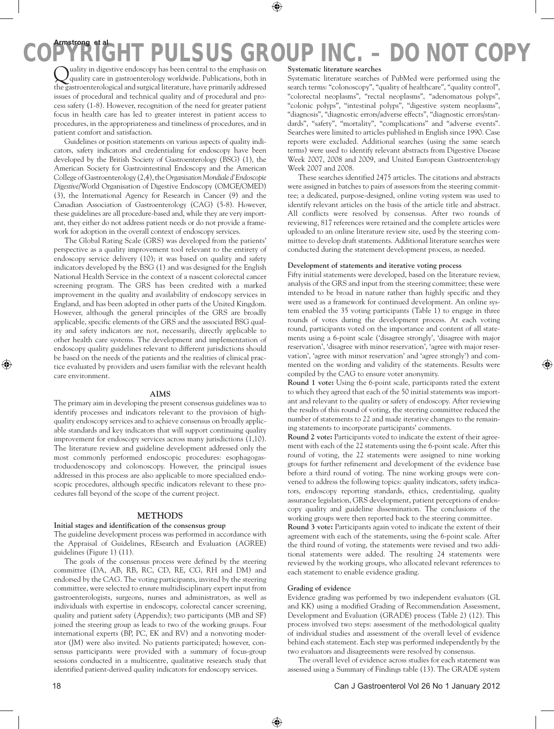Quality in digestive endoscopy has been central to the emphasis on quality care in gastroenterology worldwide. Publications, both in the gastroenterological and surgical literature, have primarily addressed issues of procedural and technical quality and of procedural and process safety (1-8). However, recognition of the need for greater patient focus in health care has led to greater interest in patient access to procedures, in the appropriateness and timeliness of procedures, and in patient comfort and satisfaction.

Guidelines or position statements on various aspects of quality indicators, safety indicators and credentialing for endoscopy have been developed by the British Society of Gastroenterology (BSG) (1), the American Society for Gastrointestinal Endoscopy and the American College of Gastroenterology (2,4), the *Organisation Mondiale d'Endoscopie Digestive*/World Organisation of Digestive Endoscopy (OMGE/OMED) (3), the International Agency for Research in Cancer (9) and the Canadian Association of Gastroenterology (CAG) (5-8). However, these guidelines are all procedure-based and, while they are very important, they either do not address patient needs or do not provide a framework for adoption in the overall context of endoscopy services.

The Global Rating Scale (GRS) was developed from the patients' perspective as a quality improvement tool relevant to the entirety of endoscopy service delivery (10); it was based on quality and safety indicators developed by the BSG (1) and was designed for the English National Health Service in the context of a nascent colorectal cancer screening program. The GRS has been credited with a marked improvement in the quality and availability of endoscopy services in England, and has been adopted in other parts of the United Kingdom. However, although the general principles of the GRS are broadly applicable, specific elements of the GRS and the associated BSG quality and safety indicators are not, necessarily, directly applicable to other health care systems. The development and implementation of endoscopy quality guidelines relevant to different jurisdictions should be based on the needs of the patients and the realities of clinical practice evaluated by providers and users familiar with the relevant health care environment.

## AIMS

The primary aim in developing the present consensus guidelines was to identify processes and indicators relevant to the provision of high-quality endoscopy services and to achieve consensus on broadly applicable standards and key indicators that will support continuing quality improvement for endoscopy services across many jurisdictions (1,10). The literature review and guideline development addressed only the most commonly performed endoscopic procedures: esophagogastroduodenoscopy and colonoscopy. However, the principal issues addressed in this process are also applicable to more specialized endoscopic procedures, although specific indicators relevant to these procedures fall beyond of the scope of the current project.

## METHODS

### Initial stages and identification of the consensus group

The guideline development process was performed in accordance with the Appraisal of Guidelines, REsearch and Evaluation (AGREE) guidelines (Figure 1) (11).

The goals of the consensus process were defined by the steering committee (DA, AB, RB, RC, CD, RE, CG, RH and DM) and endorsed by the CAG. The voting participants, invited by the steering committee, were selected to ensure multidisciplinary expert input from gastroenterologists, surgeons, nurses and administrators, as well as individuals with expertise in endoscopy, colorectal cancer screening, quality and patient safety (Appendix); two participants (MB and SF) joined the steering group as leads to two of the working groups. Four international experts (BP, PC, EK and RV) and a nonvoting moderator (JM) were also invited. No patients participated; however, consensus participants were provided with a summary of focus-group sessions conducted in a multicentre, qualitative research study that identified patient-derived quality indicators for endoscopy services.

### Systematic literature searches

Systematic literature searches of PubMed were performed using the search terms: "colonoscopy", "quality of healthcare", "quality control", "colorectal neoplasms", "rectal neoplasms", "adenomatous polyps", "colonic polyps", "intestinal polyps", "digestive system neoplasms", "diagnosis", "diagnostic errors/adverse effects", "diagnostic errors/standards", "safety", "mortality", "complications" and "adverse events". Searches were limited to articles published in English since 1990. Case reports were excluded. Additional searches (using the same search terms) were used to identify relevant abstracts from Digestive Disease Week 2007, 2008 and 2009, and United European Gastroenterology Week 2007 and 2008.

These searches identified 2475 articles. The citations and abstracts were assigned in batches to pairs of assessors from the steering committee; a dedicated, purpose-designed, online voting system was used to identify relevant articles on the basis of the article title and abstract. All conflicts were resolved by consensus. After two rounds of reviewing, 817 references were retained and the complete articles were uploaded to an online literature review site, used by the steering committee to develop draft statements. Additional literature searches were conducted during the statement development process, as needed.

### Development of statements and iterative voting process

Fifty initial statements were developed, based on the literature review, analysis of the GRS and input from the steering committee; these were intended to be broad in nature rather than highly specific and they were used as a framework for continued development. An online system enabled the 35 voting participants (Table 1) to engage in three rounds of votes during the development process. At each voting round, participants voted on the importance and content of all statements using a 6-point scale ('disagree strongly', 'disagree with major reservation', 'disagree with minor reservation', 'agree with major reservation', 'agree with minor reservation' and 'agree strongly') and commented on the wording and validity of the statements. Results were compiled by the CAG to ensure voter anonymity.

**Round 1 vote:** Using the 6-point scale, participants rated the extent to which they agreed that each of the 50 initial statements was important and relevant to the quality or safety of endoscopy. After reviewing the results of this round of voting, the steering committee reduced the number of statements to 22 and made iterative changes to the remaining statements to incorporate participants' comments.

**Round 2 vote:** Participants voted to indicate the extent of their agreement with each of the 22 statements using the 6-point scale. After this round of voting, the 22 statements were assigned to nine working groups for further refinement and development of the evidence base before a third round of voting. The nine working groups were convened to address the following topics: quality indicators, safety indicators, endoscopy reporting standards, ethics, credentialing, quality assurance legislation, GRS development, patient perceptions of endoscopy quality and guideline dissemination. The conclusions of the working groups were then reported back to the steering committee.

**Round 3 vote:** Participants again voted to indicate the extent of their agreement with each of the statements, using the 6-point scale. After the third round of voting, the statements were revised and two additional statements were added. The resulting 24 statements were reviewed by the working groups, who allocated relevant references to each statement to enable evidence grading.

### Grading of evidence

Evidence grading was performed by two independent evaluators (GL and KK) using a modified Grading of Recommendation Assessment, Development and Evaluation (GRADE) process (Table 2) (12). This process involved two steps: assessment of the methodological quality of individual studies and assessment of the overall level of evidence behind each statement. Each step was performed independently by the two evaluators and disagreements were resolved by consensus.

The overall level of evidence across studies for each statement was assessed using a Summary of Findings table (13). The GRADE system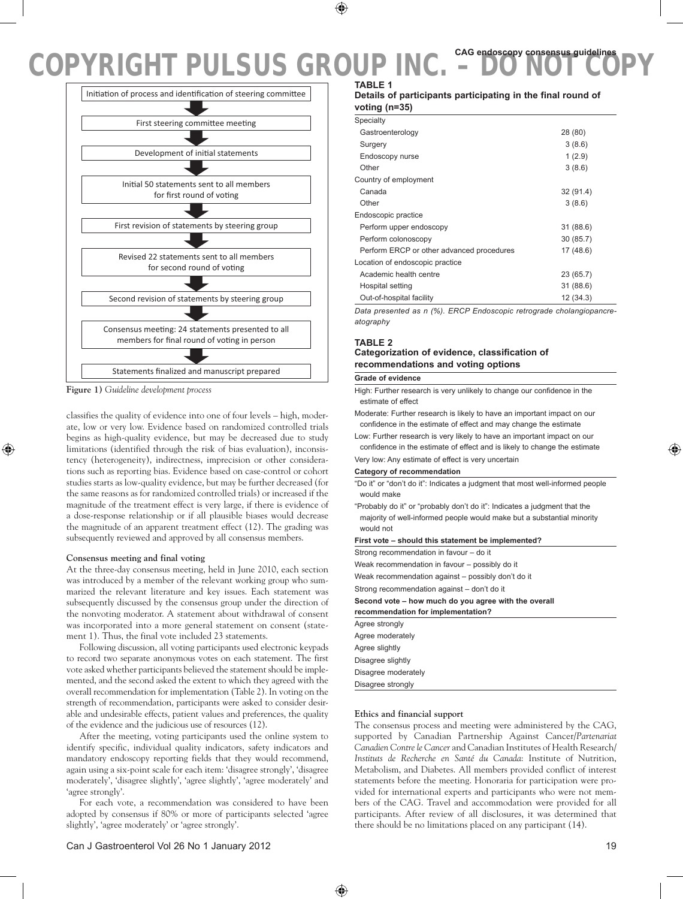Initiation of process and identification of steering committee

First steering committee meeting

Development of initial statements

Initial 50 statements sent to all members for first round of voting

First revision of statements by steering group

Revised 22 statements sent to all members for second round of voting

Second revision of statements by steering group

Consensus meeting: 24 statements presented to all members for final round of voting in person

Statements finalized and manuscript prepared

**Figure 1)** *Guideline development process*

classifies the quality of evidence into one of four levels – high, moderate, low or very low. Evidence based on randomized controlled trials begins as high-quality evidence, but may be decreased due to study limitations (identified through the risk of bias evaluation), inconsistency (heterogeneity), indirectness, imprecision or other considerations such as reporting bias. Evidence based on case-control or cohort studies starts as low-quality evidence, but may be further decreased (for the same reasons as for randomized controlled trials) or increased if the magnitude of the treatment effect is very large, if there is evidence of a dose-response relationship or if all plausible biases would decrease the magnitude of an apparent treatment effect (12). The grading was subsequently reviewed and approved by all consensus members.

**Consensus meeting and final voting**

At the three-day consensus meeting, held in June 2010, each section was introduced by a member of the relevant working group who summarized the relevant literature and key issues. Each statement was subsequently discussed by the consensus group under the direction of the nonvoting moderator. A statement about withdrawal of consent was incorporated into a more general statement on consent (statement 1). Thus, the final vote included 23 statements.

Following discussion, all voting participants used electronic keypads to record two separate anonymous votes on each statement. The first vote asked whether participants believed the statement should be implemented, and the second asked the extent to which they agreed with the overall recommendation for implementation (Table 2). In voting on the strength of recommendation, participants were asked to consider desirable and undesirable effects, patient values and preferences, the quality of the evidence and the judicious use of resources (12).

After the meeting, voting participants used the online system to identify specific, individual quality indicators, safety indicators and mandatory endoscopy reporting fields that they would recommend, again using a six-point scale for each item: 'disagree strongly', 'disagree moderately', 'disagree slightly', 'agree slightly', 'agree moderately' and 'agree strongly'.

For each vote, a recommendation was considered to have been adopted by consensus if 80% or more of participants selected 'agree slightly', 'agree moderately' or 'agree strongly'.

**TABLE 1**
**Details of participants participating in the final round of voting (n=35)**

| | |
|---|---|
| Specialty | |
| Gastroenterology | 28 (80) |
| Surgery | 3 (8.6) |
| Endoscopy nurse | 1 (2.9) |
| Other | 3 (8.6) |
| Country of employment | |
| Canada | 32 (91.4) |
| Other | 3 (8.6) |
| Endoscopic practice | |
| Perform upper endoscopy | 31 (88.6) |
| Perform colonoscopy | 30 (85.7) |
| Perform ERCP or other advanced procedures | 17 (48.6) |
| Location of endoscopic practice | |
| Academic health centre | 23 (65.7) |
| Hospital setting | 31 (88.6) |
| Out-of-hospital facility | 12 (34.3) |

*Data presented as n (%). ERCP Endoscopic retrograde cholangiopancreatography*

**TABLE 2**
**Categorization of evidence, classification of recommendations and voting options**

| **Grade of evidence** |
|---|
| High: Further research is very unlikely to change our confidence in the estimate of effect |
| Moderate: Further research is likely to have an important impact on our confidence in the estimate of effect and may change the estimate |
| Low: Further research is very likely to have an important impact on our confidence in the estimate of effect and is likely to change the estimate |
| Very low: Any estimate of effect is very uncertain |
| **Category of recommendation** |
| "Do it" or "don't do it": Indicates a judgment that most well-informed people would make |
| "Probably do it" or "probably don't do it": Indicates a judgment that the majority of well-informed people would make but a substantial minority would not |
| **First vote – should this statement be implemented?** |
| Strong recommendation in favour – do it |
| Weak recommendation in favour – possibly do it |
| Weak recommendation against – possibly don't do it |
| Strong recommendation against – don't do it |
| **Second vote – how much do you agree with the overall recommendation for implementation?** |
| Agree strongly |
| Agree moderately |
| Agree slightly |
| Disagree slightly |
| Disagree moderately |
| Disagree strongly |

**Ethics and financial support**

The consensus process and meeting were administered by the CAG, supported by Canadian Partnership Against Cancer/*Partenariat Canadien Contre le Cancer* and Canadian Institutes of Health Research/*Instituts de Recherche en Santé du Canada*: Institute of Nutrition, Metabolism, and Diabetes. All members provided conflict of interest statements before the meeting. Honoraria for participation were provided for international experts and participants who were not members of the CAG. Travel and accommodation were provided for all participants. After review of all disclosures, it was determined that there should be no limitations placed on any participant (14).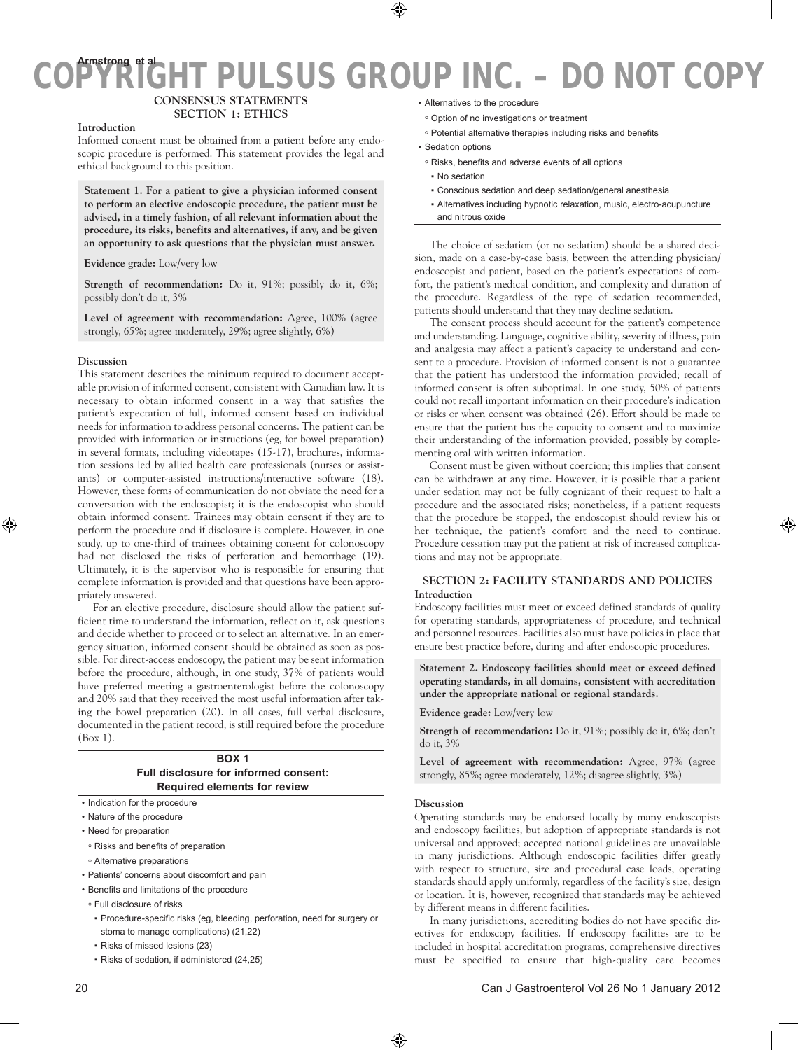## CONSENSUS STATEMENTS

## SECTION 1: ETHICS

### Introduction

Informed consent must be obtained from a patient before any endoscopic procedure is performed. This statement provides the legal and ethical background to this position.

**Statement 1. For a patient to give a physician informed consent to perform an elective endoscopic procedure, the patient must be advised, in a timely fashion, of all relevant information about the procedure, its risks, benefits and alternatives, if any, and be given an opportunity to ask questions that the physician must answer.**

**Evidence grade:** Low/very low

**Strength of recommendation:** Do it, 91%; possibly do it, 6%; possibly don't do it, 3%

**Level of agreement with recommendation:** Agree, 100% (agree strongly, 65%; agree moderately, 29%; agree slightly, 6%)

### Discussion

This statement describes the minimum required to document acceptable provision of informed consent, consistent with Canadian law. It is necessary to obtain informed consent in a way that satisfies the patient's expectation of full, informed consent based on individual needs for information to address personal concerns. The patient can be provided with information or instructions (eg, for bowel preparation) in several formats, including videotapes (15-17), brochures, information sessions led by allied health care professionals (nurses or assistants) or computer-assisted instructions/interactive software (18). However, these forms of communication do not obviate the need for a conversation with the endoscopist; it is the endoscopist who should obtain informed consent. Trainees may obtain consent if they are to perform the procedure and if disclosure is complete. However, in one study, up to one-third of trainees obtaining consent for colonoscopy had not disclosed the risks of perforation and hemorrhage (19). Ultimately, it is the supervisor who is responsible for ensuring that complete information is provided and that questions have been appropriately answered.

For an elective procedure, disclosure should allow the patient sufficient time to understand the information, reflect on it, ask questions and decide whether to proceed or to select an alternative. In an emergency situation, informed consent should be obtained as soon as possible. For direct-access endoscopy, the patient may be sent information before the procedure, although, in one study, 37% of patients would have preferred meeting a gastroenterologist before the colonoscopy and 20% said that they received the most useful information after taking the bowel preparation (20). In all cases, full verbal disclosure, documented in the patient record, is still required before the procedure (Box 1).

**BOX 1**
**Full disclosure for informed consent: Required elements for review**

- Indication for the procedure
- Nature of the procedure
- Need for preparation
  - Risks and benefits of preparation
  - Alternative preparations
- Patients' concerns about discomfort and pain
- Benefits and limitations of the procedure
  - Full disclosure of risks
    - Procedure-specific risks (eg, bleeding, perforation, need for surgery or stoma to manage complications) (21,22)
    - Risks of missed lesions (23)
    - Risks of sedation, if administered (24,25)
- Alternatives to the procedure
  - Option of no investigations or treatment
  - Potential alternative therapies including risks and benefits
- Sedation options
  - Risks, benefits and adverse events of all options
    - No sedation
    - Conscious sedation and deep sedation/general anesthesia
    - Alternatives including hypnotic relaxation, music, electro-acupuncture and nitrous oxide

The choice of sedation (or no sedation) should be a shared decision, made on a case-by-case basis, between the attending physician/endoscopist and patient, based on the patient's expectations of comfort, the patient's medical condition, and complexity and duration of the procedure. Regardless of the type of sedation recommended, patients should understand that they may decline sedation.

The consent process should account for the patient's competence and understanding. Language, cognitive ability, severity of illness, pain and analgesia may affect a patient's capacity to understand and consent to a procedure. Provision of informed consent is not a guarantee that the patient has understood the information provided; recall of informed consent is often suboptimal. In one study, 50% of patients could not recall important information on their procedure's indication or risks or when consent was obtained (26). Effort should be made to ensure that the patient has the capacity to consent and to maximize their understanding of the information provided, possibly by complementing oral with written information.

Consent must be given without coercion; this implies that consent can be withdrawn at any time. However, it is possible that a patient under sedation may not be fully cognizant of their request to halt a procedure and the associated risks; nonetheless, if a patient requests that the procedure be stopped, the endoscopist should review his or her technique, the patient's comfort and the need to continue. Procedure cessation may put the patient at risk of increased complications and may not be appropriate.

## SECTION 2: FACILITY STANDARDS AND POLICIES

### Introduction

Endoscopy facilities must meet or exceed defined standards of quality for operating standards, appropriateness of procedure, and technical and personnel resources. Facilities also must have policies in place that ensure best practice before, during and after endoscopic procedures.

**Statement 2. Endoscopy facilities should meet or exceed defined operating standards, in all domains, consistent with accreditation under the appropriate national or regional standards.**

**Evidence grade:** Low/very low

**Strength of recommendation:** Do it, 91%; possibly do it, 6%; don't do it, 3%

**Level of agreement with recommendation:** Agree, 97% (agree strongly, 85%; agree moderately, 12%; disagree slightly, 3%)

### Discussion

Operating standards may be endorsed locally by many endoscopists and endoscopy facilities, but adoption of appropriate standards is not universal and approved; accepted national guidelines are unavailable in many jurisdictions. Although endoscopic facilities differ greatly with respect to structure, size and procedural case loads, operating standards should apply uniformly, regardless of the facility's size, design or location. It is, however, recognized that standards may be achieved by different means in different facilities.

In many jurisdictions, accrediting bodies do not have specific directives for endoscopy facilities. If endoscopy facilities are to be included in hospital accreditation programs, comprehensive directives must be specified to ensure that high-quality care becomes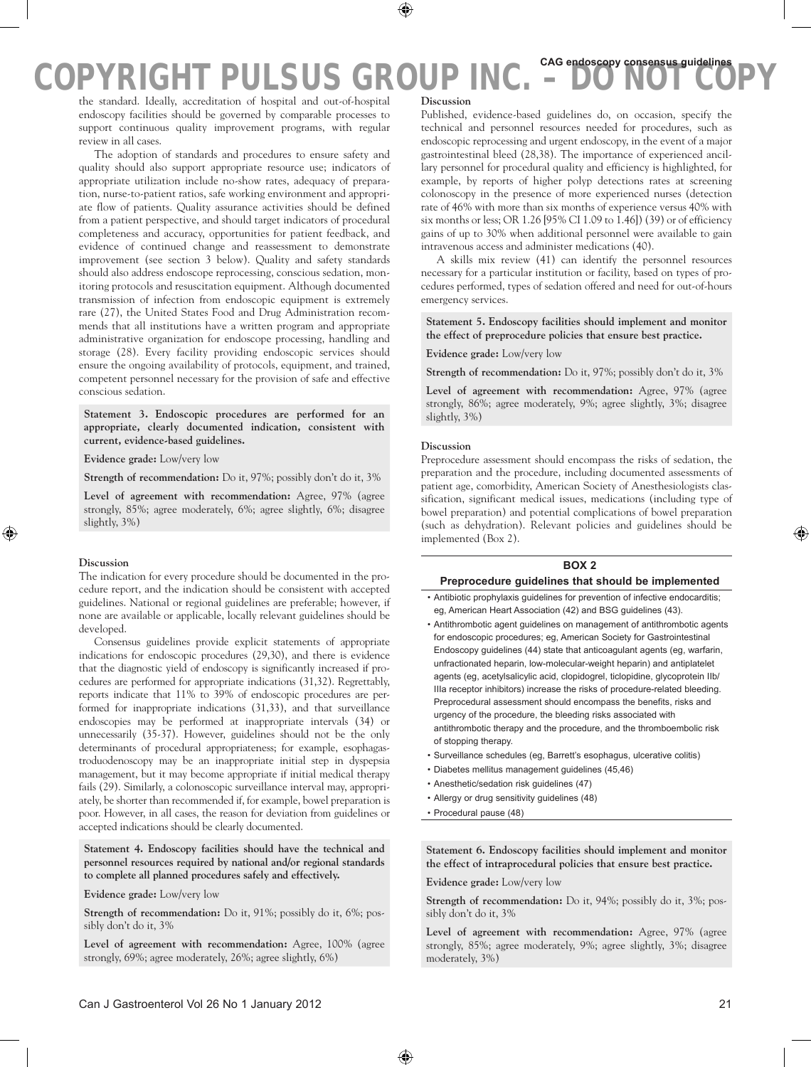the standard. Ideally, accreditation of hospital and out-of-hospital endoscopy facilities should be governed by comparable processes to support continuous quality improvement programs, with regular review in all cases.

The adoption of standards and procedures to ensure safety and quality should also support appropriate resource use; indicators of appropriate utilization include no-show rates, adequacy of preparation, nurse-to-patient ratios, safe working environment and appropriate flow of patients. Quality assurance activities should be defined from a patient perspective, and should target indicators of procedural completeness and accuracy, opportunities for patient feedback, and evidence of continued change and reassessment to demonstrate improvement (see section 3 below). Quality and safety standards should also address endoscope reprocessing, conscious sedation, monitoring protocols and resuscitation equipment. Although documented transmission of infection from endoscopic equipment is extremely rare (27), the United States Food and Drug Administration recommends that all institutions have a written program and appropriate administrative organization for endoscope processing, handling and storage (28). Every facility providing endoscopic services should ensure the ongoing availability of protocols, equipment, and trained, competent personnel necessary for the provision of safe and effective conscious sedation.

**Statement 3. Endoscopic procedures are performed for an appropriate, clearly documented indication, consistent with current, evidence-based guidelines.**

**Evidence grade:** Low/very low

**Strength of recommendation:** Do it, 97%; possibly don't do it, 3%

**Level of agreement with recommendation:** Agree, 97% (agree strongly, 85%; agree moderately, 6%; agree slightly, 6%; disagree slightly, 3%)

**Discussion**

The indication for every procedure should be documented in the procedure report, and the indication should be consistent with accepted guidelines. National or regional guidelines are preferable; however, if none are available or applicable, locally relevant guidelines should be developed.

Consensus guidelines provide explicit statements of appropriate indications for endoscopic procedures (29,30), and there is evidence that the diagnostic yield of endoscopy is significantly increased if procedures are performed for appropriate indications (31,32). Regrettably, reports indicate that 11% to 39% of endoscopic procedures are performed for inappropriate indications (31,33), and that surveillance endoscopies may be performed at inappropriate intervals (34) or unnecessarily (35-37). However, guidelines should not be the only determinants of procedural appropriateness; for example, esophagastroduodenoscopy may be an inappropriate initial step in dyspepsia management, but it may become appropriate if initial medical therapy fails (29). Similarly, a colonoscopic surveillance interval may, appropriately, be shorter than recommended if, for example, bowel preparation is poor. However, in all cases, the reason for deviation from guidelines or accepted indications should be clearly documented.

**Statement 4. Endoscopy facilities should have the technical and personnel resources required by national and/or regional standards to complete all planned procedures safely and effectively.**

**Evidence grade:** Low/very low

**Strength of recommendation:** Do it, 91%; possibly do it, 6%; possibly don't do it, 3%

**Level of agreement with recommendation:** Agree, 100% (agree strongly, 69%; agree moderately, 26%; agree slightly, 6%)

**Discussion**

Published, evidence-based guidelines do, on occasion, specify the technical and personnel resources needed for procedures, such as endoscopic reprocessing and urgent endoscopy, in the event of a major gastrointestinal bleed (28,38). The importance of experienced ancillary personnel for procedural quality and efficiency is highlighted, for example, by reports of higher polyp detections rates at screening colonoscopy in the presence of more experienced nurses (detection rate of 46% with more than six months of experience versus 40% with six months or less; OR 1.26 [95% CI 1.09 to 1.46]) (39) or of efficiency gains of up to 30% when additional personnel were available to gain intravenous access and administer medications (40).

A skills mix review (41) can identify the personnel resources necessary for a particular institution or facility, based on types of procedures performed, types of sedation offered and need for out-of-hours emergency services.

**Statement 5. Endoscopy facilities should implement and monitor the effect of preprocedure policies that ensure best practice.**

**Evidence grade:** Low/very low

**Strength of recommendation:** Do it, 97%; possibly don't do it, 3%

**Level of agreement with recommendation:** Agree, 97% (agree strongly, 86%; agree moderately, 9%; agree slightly, 3%; disagree slightly, 3%)

**Discussion**

Preprocedure assessment should encompass the risks of sedation, the preparation and the procedure, including documented assessments of patient age, comorbidity, American Society of Anesthesiologists classification, significant medical issues, medications (including type of bowel preparation) and potential complications of bowel preparation (such as dehydration). Relevant policies and guidelines should be implemented (Box 2).

**BOX 2**
**Preprocedure guidelines that should be implemented**

- Antibiotic prophylaxis guidelines for prevention of infective endocarditis; eg, American Heart Association (42) and BSG guidelines (43).
- Antithrombotic agent guidelines on management of antithrombotic agents for endoscopic procedures; eg, American Society for Gastrointestinal Endoscopy guidelines (44) state that anticoagulant agents (eg, warfarin, unfractionated heparin, low-molecular-weight heparin) and antiplatelet agents (eg, acetylsalicylic acid, clopidogrel, ticlopidine, glycoprotein IIb/IIIa receptor inhibitors) increase the risks of procedure-related bleeding. Preprocedural assessment should encompass the benefits, risks and urgency of the procedure, the bleeding risks associated with antithrombotic therapy and the procedure, and the thromboembolic risk of stopping therapy.
- Surveillance schedules (eg, Barrett's esophagus, ulcerative colitis)
- Diabetes mellitus management guidelines (45,46)
- Anesthetic/sedation risk guidelines (47)
- Allergy or drug sensitivity guidelines (48)
- Procedural pause (48)

**Statement 6. Endoscopy facilities should implement and monitor the effect of intraprocedural policies that ensure best practice.**

**Evidence grade:** Low/very low

**Strength of recommendation:** Do it, 94%; possibly do it, 3%; possibly don't do it, 3%

**Level of agreement with recommendation:** Agree, 97% (agree strongly, 85%; agree moderately, 9%; agree slightly, 3%; disagree moderately, 3%)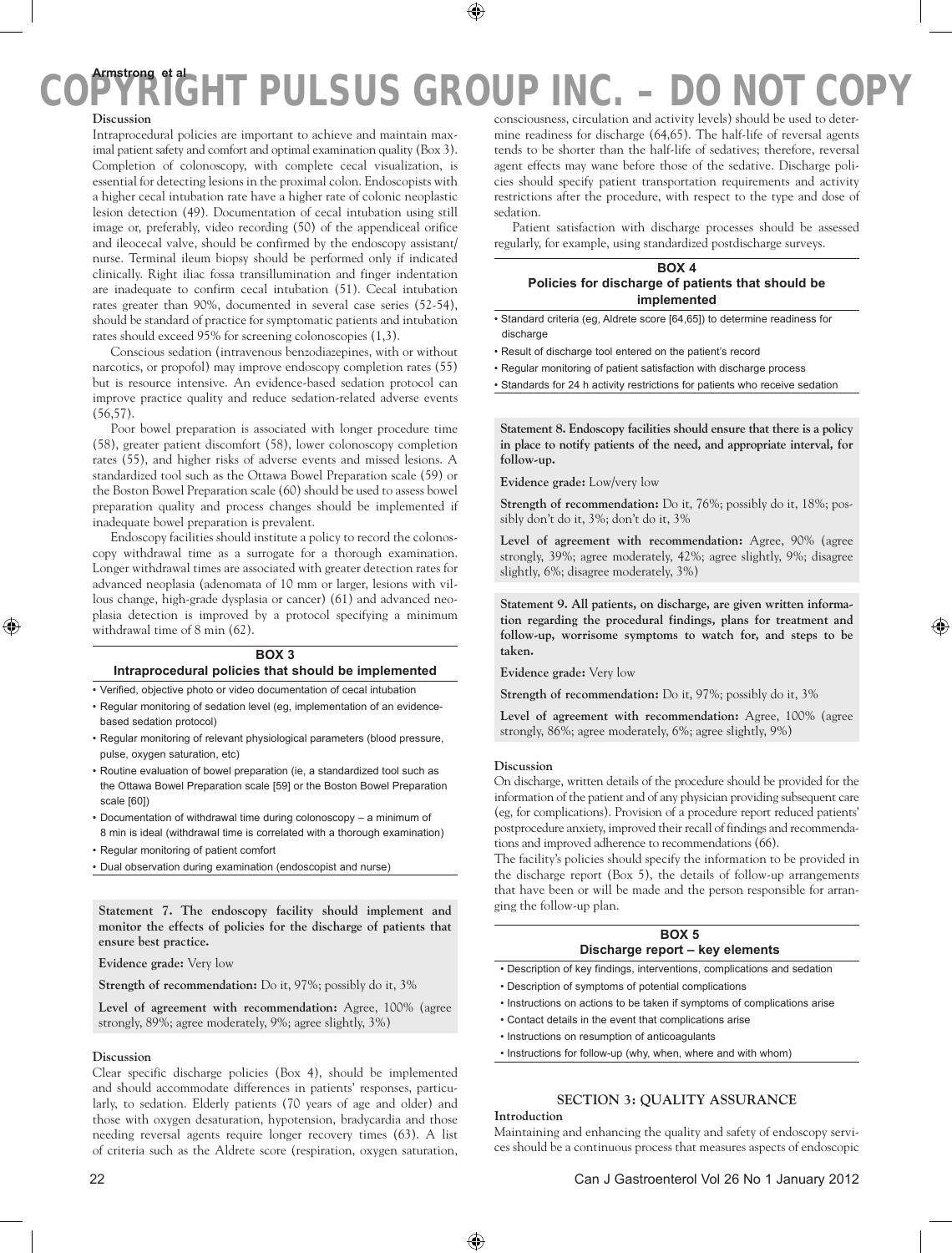### Discussion

Intraprocedural policies are important to achieve and maintain maximal patient safety and comfort and optimal examination quality (Box 3). Completion of colonoscopy, with complete cecal visualization, is essential for detecting lesions in the proximal colon. Endoscopists with a higher cecal intubation rate have a higher rate of colonic neoplastic lesion detection (49). Documentation of cecal intubation using still image or, preferably, video recording (50) of the appendiceal orifice and ileocecal valve, should be confirmed by the endoscopy assistant/nurse. Terminal ileum biopsy should be performed only if indicated clinically. Right iliac fossa transillumination and finger indentation are inadequate to confirm cecal intubation (51). Cecal intubation rates greater than 90%, documented in several case series (52-54), should be standard of practice for symptomatic patients and intubation rates should exceed 95% for screening colonoscopies (1,3).

Conscious sedation (intravenous benzodiazepines, with or without narcotics, or propofol) may improve endoscopy completion rates (55) but is resource intensive. An evidence-based sedation protocol can improve practice quality and reduce sedation-related adverse events (56,57).

Poor bowel preparation is associated with longer procedure time (58), greater patient discomfort (58), lower colonoscopy completion rates (55), and higher risks of adverse events and missed lesions. A standardized tool such as the Ottawa Bowel Preparation scale (59) or the Boston Bowel Preparation scale (60) should be used to assess bowel preparation quality and process changes should be implemented if inadequate bowel preparation is prevalent.

Endoscopy facilities should institute a policy to record the colonoscopy withdrawal time as a surrogate for a thorough examination. Longer withdrawal times are associated with greater detection rates for advanced neoplasia (adenomata of 10 mm or larger, lesions with villous change, high-grade dysplasia or cancer) (61) and advanced neoplasia detection is improved by a protocol specifying a minimum withdrawal time of 8 min (62).

**BOX 3**
**Intraprocedural policies that should be implemented**

- Verified, objective photo or video documentation of cecal intubation
- Regular monitoring of sedation level (eg, implementation of an evidence-based sedation protocol)
- Regular monitoring of relevant physiological parameters (blood pressure, pulse, oxygen saturation, etc)
- Routine evaluation of bowel preparation (ie, a standardized tool such as the Ottawa Bowel Preparation scale [59] or the Boston Bowel Preparation scale [60])
- Documentation of withdrawal time during colonoscopy – a minimum of 8 min is ideal (withdrawal time is correlated with a thorough examination)
- Regular monitoring of patient comfort
- Dual observation during examination (endoscopist and nurse)

**Statement 7. The endoscopy facility should implement and monitor the effects of policies for the discharge of patients that ensure best practice.**

**Evidence grade:** Very low

**Strength of recommendation:** Do it, 97%; possibly do it, 3%

**Level of agreement with recommendation:** Agree, 100% (agree strongly, 89%; agree moderately, 9%; agree slightly, 3%)

### Discussion

Clear specific discharge policies (Box 4), should be implemented and should accommodate differences in patients' responses, particularly, to sedation. Elderly patients (70 years of age and older) and those with oxygen desaturation, hypotension, bradycardia and those needing reversal agents require longer recovery times (63). A list of criteria such as the Aldrete score (respiration, oxygen saturation, consciousness, circulation and activity levels) should be used to determine readiness for discharge (64,65). The half-life of reversal agents tends to be shorter than the half-life of sedatives; therefore, reversal agent effects may wane before those of the sedative. Discharge policies should specify patient transportation requirements and activity restrictions after the procedure, with respect to the type and dose of sedation.

Patient satisfaction with discharge processes should be assessed regularly, for example, using standardized postdischarge surveys.

**BOX 4**
**Policies for discharge of patients that should be implemented**

- Standard criteria (eg, Aldrete score [64,65]) to determine readiness for discharge
- Result of discharge tool entered on the patient's record
- Regular monitoring of patient satisfaction with discharge process
- Standards for 24 h activity restrictions for patients who receive sedation

**Statement 8. Endoscopy facilities should ensure that there is a policy in place to notify patients of the need, and appropriate interval, for follow-up.**

**Evidence grade:** Low/very low

**Strength of recommendation:** Do it, 76%; possibly do it, 18%; possibly don't do it, 3%; don't do it, 3%

**Level of agreement with recommendation:** Agree, 90% (agree strongly, 39%; agree moderately, 42%; agree slightly, 9%; disagree slightly, 6%; disagree moderately, 3%)

**Statement 9. All patients, on discharge, are given written information regarding the procedural findings, plans for treatment and follow-up, worrisome symptoms to watch for, and steps to be taken.**

**Evidence grade:** Very low

**Strength of recommendation:** Do it, 97%; possibly do it, 3%

**Level of agreement with recommendation:** Agree, 100% (agree strongly, 86%; agree moderately, 6%; agree slightly, 9%)

### Discussion

On discharge, written details of the procedure should be provided for the information of the patient and of any physician providing subsequent care (eg, for complications). Provision of a procedure report reduced patients' postprocedure anxiety, improved their recall of findings and recommendations and improved adherence to recommendations (66).

The facility's policies should specify the information to be provided in the discharge report (Box 5), the details of follow-up arrangements that have been or will be made and the person responsible for arranging the follow-up plan.

**BOX 5**
**Discharge report – key elements**

- Description of key findings, interventions, complications and sedation
- Description of symptoms of potential complications
- Instructions on actions to be taken if symptoms of complications arise
- Contact details in the event that complications arise
- Instructions on resumption of anticoagulants
- Instructions for follow-up (why, when, where and with whom)

## SECTION 3: QUALITY ASSURANCE

### Introduction

Maintaining and enhancing the quality and safety of endoscopy services should be a continuous process that measures aspects of endoscopic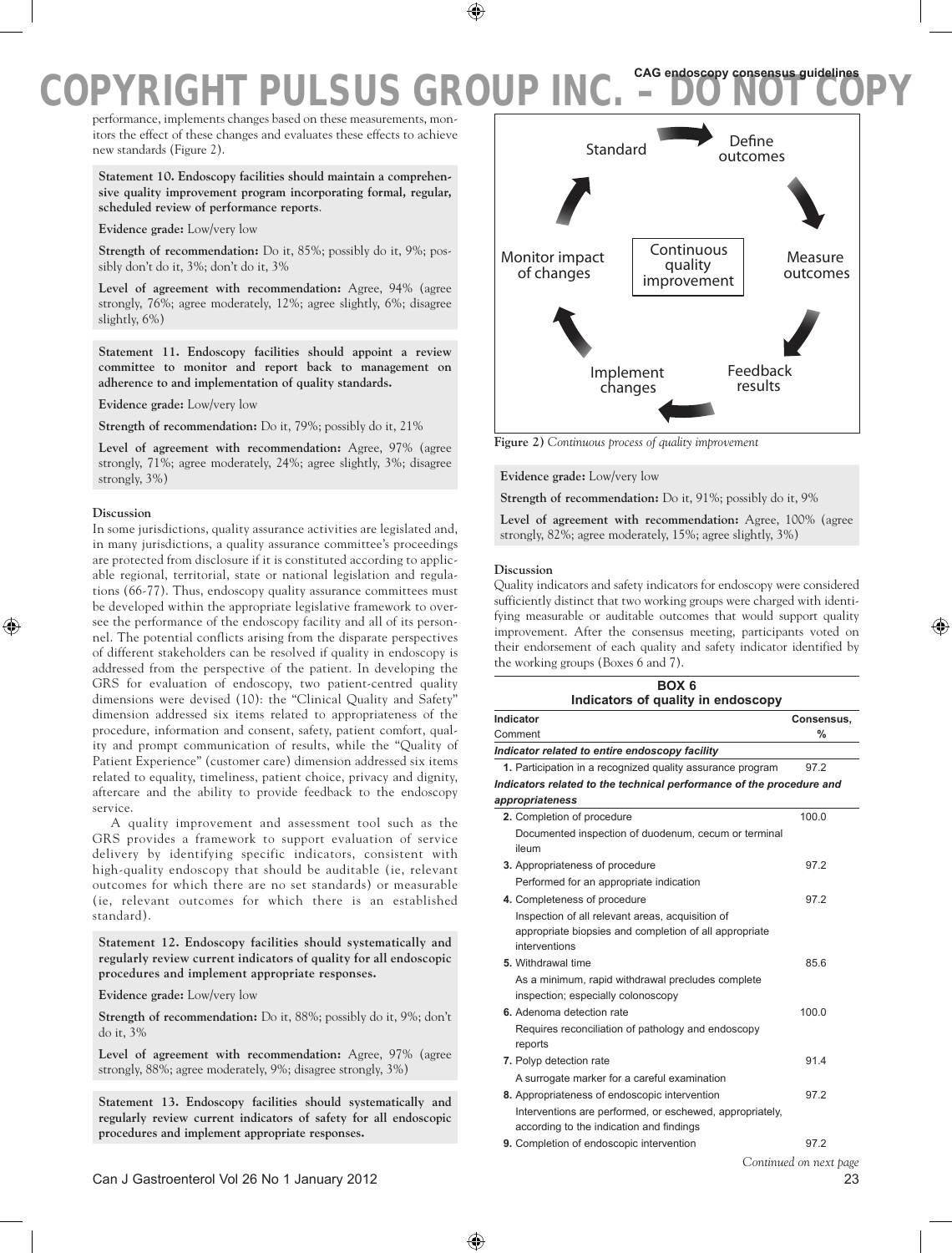performance, implements changes based on these measurements, monitors the effect of these changes and evaluates these effects to achieve new standards (Figure 2).

**Statement 10. Endoscopy facilities should maintain a comprehensive quality improvement program incorporating formal, regular, scheduled review of performance reports**.

**Evidence grade:** Low/very low

**Strength of recommendation:** Do it, 85%; possibly do it, 9%; possibly don't do it, 3%; don't do it, 3%

**Level of agreement with recommendation:** Agree, 94% (agree strongly, 76%; agree moderately, 12%; agree slightly, 6%; disagree slightly, 6%)

**Statement 11. Endoscopy facilities should appoint a review committee to monitor and report back to management on adherence to and implementation of quality standards.**

**Evidence grade:** Low/very low

**Strength of recommendation:** Do it, 79%; possibly do it, 21%

**Level of agreement with recommendation:** Agree, 97% (agree strongly, 71%; agree moderately, 24%; agree slightly, 3%; disagree strongly, 3%)

**Discussion**

In some jurisdictions, quality assurance activities are legislated and, in many jurisdictions, a quality assurance committee's proceedings are protected from disclosure if it is constituted according to applicable regional, territorial, state or national legislation and regulations (66-77). Thus, endoscopy quality assurance committees must be developed within the appropriate legislative framework to oversee the performance of the endoscopy facility and all of its personnel. The potential conflicts arising from the disparate perspectives of different stakeholders can be resolved if quality in endoscopy is addressed from the perspective of the patient. In developing the GRS for evaluation of endoscopy, two patient-centred quality dimensions were devised (10): the "Clinical Quality and Safety" dimension addressed six items related to appropriateness of the procedure, information and consent, safety, patient comfort, quality and prompt communication of results, while the "Quality of Patient Experience" (customer care) dimension addressed six items related to equality, timeliness, patient choice, privacy and dignity, aftercare and the ability to provide feedback to the endoscopy service.

A quality improvement and assessment tool such as the GRS provides a framework to support evaluation of service delivery by identifying specific indicators, consistent with high-quality endoscopy that should be auditable (ie, relevant outcomes for which there are no set standards) or measurable (ie, relevant outcomes for which there is an established standard).

**Statement 12. Endoscopy facilities should systematically and regularly review current indicators of quality for all endoscopic procedures and implement appropriate responses.**

**Evidence grade:** Low/very low

**Strength of recommendation:** Do it, 88%; possibly do it, 9%; don't do it, 3%

**Level of agreement with recommendation:** Agree, 97% (agree strongly, 88%; agree moderately, 9%; disagree strongly, 3%)

**Statement 13. Endoscopy facilities should systematically and regularly review current indicators of safety for all endoscopic procedures and implement appropriate responses.**

Standard → Define outcomes → Measure outcomes → Feedback results → Implement changes → Monitor impact of changes → Standard (Continuous quality improvement)

**Figure 2)** *Continuous process of quality improvement*

**Evidence grade:** Low/very low

**Strength of recommendation:** Do it, 91%; possibly do it, 9%

**Level of agreement with recommendation:** Agree, 100% (agree strongly, 82%; agree moderately, 15%; agree slightly, 3%)

**Discussion**

Quality indicators and safety indicators for endoscopy were considered sufficiently distinct that two working groups were charged with identifying measurable or auditable outcomes that would support quality improvement. After the consensus meeting, participants voted on their endorsement of each quality and safety indicator identified by the working groups (Boxes 6 and 7).

**BOX 6**
**Indicators of quality in endoscopy**

| Indicator<br>Comment | Consensus, % |
|---|---|
| ***Indicator related to entire endoscopy facility*** | |
| **1.** Participation in a recognized quality assurance program | 97.2 |
| ***Indicators related to the technical performance of the procedure and appropriateness*** | |
| **2.** Completion of procedure<br>Documented inspection of duodenum, cecum or terminal ileum | 100.0 |
| **3.** Appropriateness of procedure<br>Performed for an appropriate indication | 97.2 |
| **4.** Completeness of procedure<br>Inspection of all relevant areas, acquisition of appropriate biopsies and completion of all appropriate interventions | 97.2 |
| **5.** Withdrawal time<br>As a minimum, rapid withdrawal precludes complete inspection; especially colonoscopy | 85.6 |
| **6.** Adenoma detection rate<br>Requires reconciliation of pathology and endoscopy reports | 100.0 |
| **7.** Polyp detection rate<br>A surrogate marker for a careful examination | 91.4 |
| **8.** Appropriateness of endoscopic intervention<br>Interventions are performed, or eschewed, appropriately, according to the indication and findings | 97.2 |
| **9.** Completion of endoscopic intervention | 97.2 |

*Continued on next page*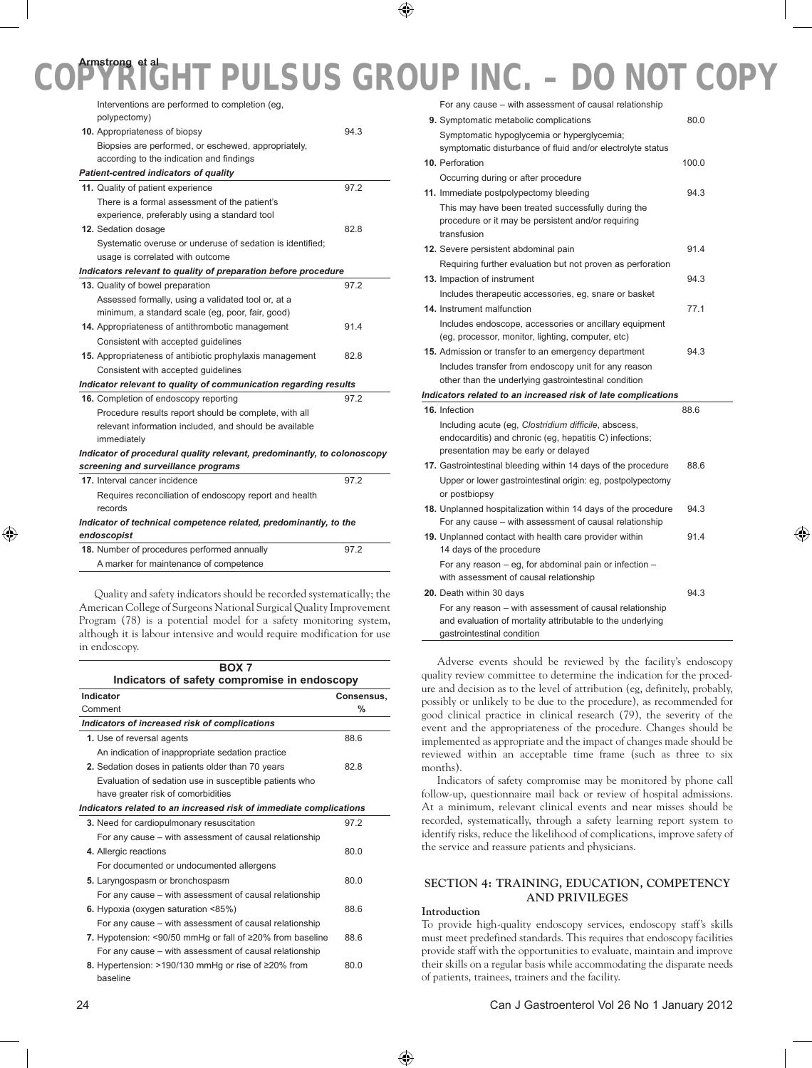| | |
|---|---|
| Interventions are performed to completion (eg, polypectomy) | |
| **10.** Appropriateness of biopsy | 94.3 |
| Biopsies are performed, or eschewed, appropriately, according to the indication and findings | |
| ***Patient-centred indicators of quality*** | |
| **11.** Quality of patient experience | 97.2 |
| There is a formal assessment of the patient's experience, preferably using a standard tool | |
| **12.** Sedation dosage | 82.8 |
| Systematic overuse or underuse of sedation is identified; usage is correlated with outcome | |
| ***Indicators relevant to quality of preparation before procedure*** | |
| **13.** Quality of bowel preparation | 97.2 |
| Assessed formally, using a validated tool or, at a minimum, a standard scale (eg, poor, fair, good) | |
| **14.** Appropriateness of antithrombotic management | 91.4 |
| Consistent with accepted guidelines | |
| **15.** Appropriateness of antibiotic prophylaxis management | 82.8 |
| Consistent with accepted guidelines | |
| ***Indicator relevant to quality of communication regarding results*** | |
| **16.** Completion of endoscopy reporting | 97.2 |
| Procedure results report should be complete, with all relevant information included, and should be available immediately | |
| ***Indicator of procedural quality relevant, predominantly, to colonoscopy screening and surveillance programs*** | |
| **17.** Interval cancer incidence | 97.2 |
| Requires reconciliation of endoscopy report and health records | |
| ***Indicator of technical competence related, predominantly, to the endoscopist*** | |
| **18.** Number of procedures performed annually | 97.2 |
| A marker for maintenance of competence | |

Quality and safety indicators should be recorded systematically; the American College of Surgeons National Surgical Quality Improvement Program (78) is a potential model for a safety monitoring system, although it is labour intensive and would require modification for use in endoscopy.

**BOX 7**
**Indicators of safety compromise in endoscopy**

| Indicator<br>Comment | Consensus, % |
|---|---|
| ***Indicators of increased risk of complications*** | |
| **1.** Use of reversal agents | 88.6 |
| An indication of inappropriate sedation practice | |
| **2.** Sedation doses in patients older than 70 years | 82.8 |
| Evaluation of sedation use in susceptible patients who have greater risk of comorbidities | |
| ***Indicators related to an increased risk of immediate complications*** | |
| **3.** Need for cardiopulmonary resuscitation | 97.2 |
| For any cause – with assessment of causal relationship | |
| **4.** Allergic reactions | 80.0 |
| For documented or undocumented allergens | |
| **5.** Laryngospasm or bronchospasm | 80.0 |
| For any cause – with assessment of causal relationship | |
| **6.** Hypoxia (oxygen saturation <85%) | 88.6 |
| For any cause – with assessment of causal relationship | |
| **7.** Hypotension: <90/50 mmHg or fall of ≥20% from baseline | 88.6 |
| For any cause – with assessment of causal relationship | |
| **8.** Hypertension: >190/130 mmHg or rise of ≥20% from baseline | 80.0 |
| For any cause – with assessment of causal relationship | |
| **9.** Symptomatic metabolic complications | 80.0 |
| Symptomatic hypoglycemia or hyperglycemia; symptomatic disturbance of fluid and/or electrolyte status | |
| **10.** Perforation | 100.0 |
| Occurring during or after procedure | |
| **11.** Immediate postpolypectomy bleeding | 94.3 |
| This may have been treated successfully during the procedure or it may be persistent and/or requiring transfusion | |
| **12.** Severe persistent abdominal pain | 91.4 |
| Requiring further evaluation but not proven as perforation | |
| **13.** Impaction of instrument | 94.3 |
| Includes therapeutic accessories, eg, snare or basket | |
| **14.** Instrument malfunction | 77.1 |
| Includes endoscope, accessories or ancillary equipment (eg, processor, monitor, lighting, computer, etc) | |
| **15.** Admission or transfer to an emergency department | 94.3 |
| Includes transfer from endoscopy unit for any reason other than the underlying gastrointestinal condition | |
| ***Indicators related to an increased risk of late complications*** | |
| **16.** Infection | 88.6 |
| Including acute (eg, *Clostridium difficile*, abscess, endocarditis) and chronic (eg, hepatitis C) infections; presentation may be early or delayed | |
| **17.** Gastrointestinal bleeding within 14 days of the procedure | 88.6 |
| Upper or lower gastrointestinal origin: eg, postpolypectomy or postbiopsy | |
| **18.** Unplanned hospitalization within 14 days of the procedure | 94.3 |
| For any cause – with assessment of causal relationship | |
| **19.** Unplanned contact with health care provider within 14 days of the procedure | 91.4 |
| For any reason – eg, for abdominal pain or infection – with assessment of causal relationship | |
| **20.** Death within 30 days | 94.3 |
| For any reason – with assessment of causal relationship and evaluation of mortality attributable to the underlying gastrointestinal condition | |

Adverse events should be reviewed by the facility's endoscopy quality review committee to determine the indication for the procedure and decision as to the level of attribution (eg, definitely, probably, possibly or unlikely to be due to the procedure), as recommended for good clinical practice in clinical research (79), the severity of the event and the appropriateness of the procedure. Changes should be implemented as appropriate and the impact of changes made should be reviewed within an acceptable time frame (such as three to six months).

Indicators of safety compromise may be monitored by phone call follow-up, questionnaire mail back or review of hospital admissions. At a minimum, relevant clinical events and near misses should be recorded, systematically, through a safety learning report system to identify risks, reduce the likelihood of complications, improve safety of the service and reassure patients and physicians.

## SECTION 4: TRAINING, EDUCATION, COMPETENCY AND PRIVILEGES

### Introduction

To provide high-quality endoscopy services, endoscopy staff's skills must meet predefined standards. This requires that endoscopy facilities provide staff with the opportunities to evaluate, maintain and improve their skills on a regular basis while accommodating the disparate needs of patients, trainees, trainers and the facility.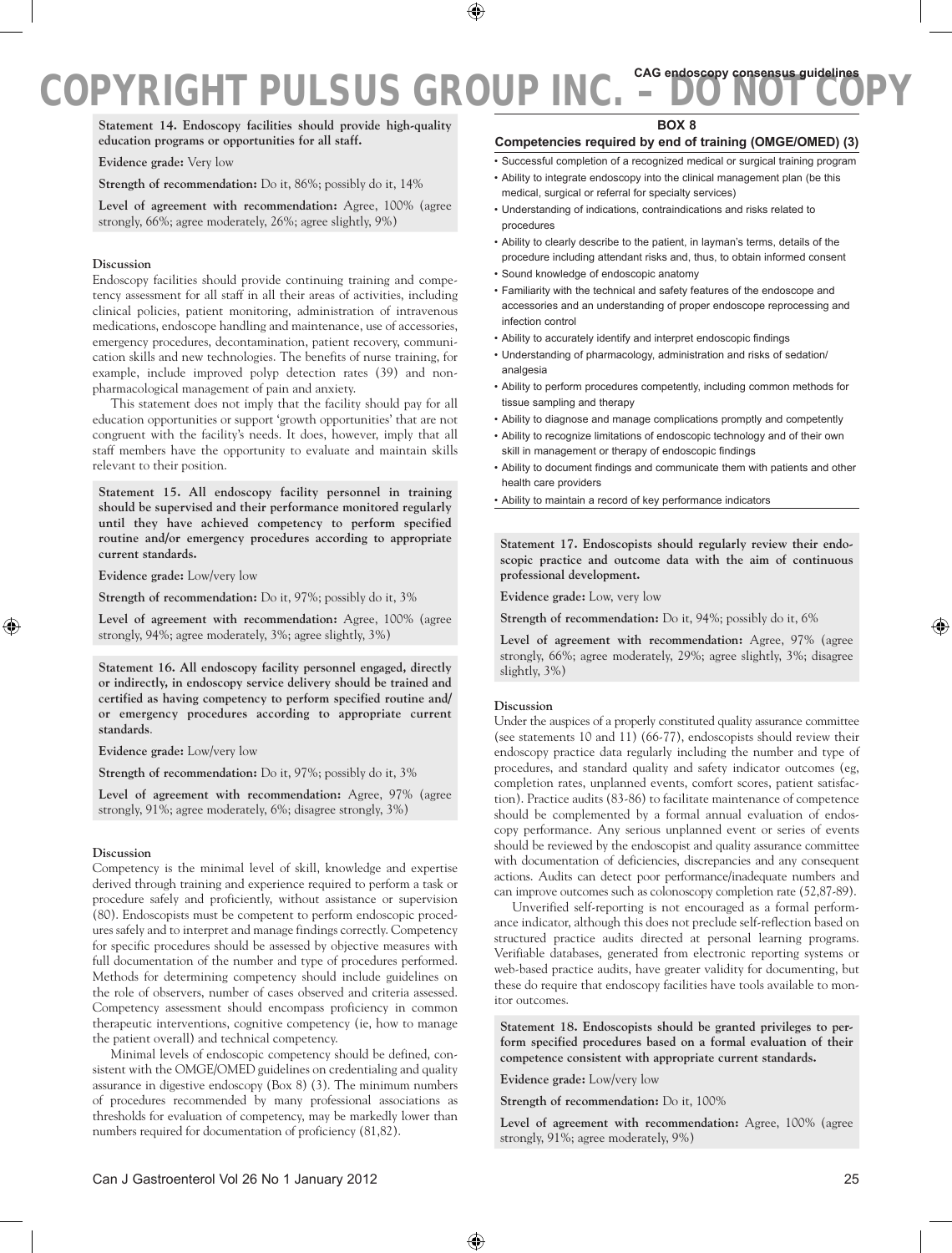**Statement 14. Endoscopy facilities should provide high-quality education programs or opportunities for all staff.**

**Evidence grade:** Very low

**Strength of recommendation:** Do it, 86%; possibly do it, 14%

**Level of agreement with recommendation:** Agree, 100% (agree strongly, 66%; agree moderately, 26%; agree slightly, 9%)

#### Discussion

Endoscopy facilities should provide continuing training and competency assessment for all staff in all their areas of activities, including clinical policies, patient monitoring, administration of intravenous medications, endoscope handling and maintenance, use of accessories, emergency procedures, decontamination, patient recovery, communication skills and new technologies. The benefits of nurse training, for example, include improved polyp detection rates (39) and non-pharmacological management of pain and anxiety.

This statement does not imply that the facility should pay for all education opportunities or support 'growth opportunities' that are not congruent with the facility's needs. It does, however, imply that all staff members have the opportunity to evaluate and maintain skills relevant to their position.

**Statement 15. All endoscopy facility personnel in training should be supervised and their performance monitored regularly until they have achieved competency to perform specified routine and/or emergency procedures according to appropriate current standards.**

**Evidence grade:** Low/very low

**Strength of recommendation:** Do it, 97%; possibly do it, 3%

**Level of agreement with recommendation:** Agree, 100% (agree strongly, 94%; agree moderately, 3%; agree slightly, 3%)

**Statement 16. All endoscopy facility personnel engaged, directly or indirectly, in endoscopy service delivery should be trained and certified as having competency to perform specified routine and/ or emergency procedures according to appropriate current standards.**

**Evidence grade:** Low/very low

**Strength of recommendation:** Do it, 97%; possibly do it, 3%

**Level of agreement with recommendation:** Agree, 97% (agree strongly, 91%; agree moderately, 6%; disagree strongly, 3%)

#### Discussion

Competency is the minimal level of skill, knowledge and expertise derived through training and experience required to perform a task or procedure safely and proficiently, without assistance or supervision (80). Endoscopists must be competent to perform endoscopic procedures safely and to interpret and manage findings correctly. Competency for specific procedures should be assessed by objective measures with full documentation of the number and type of procedures performed. Methods for determining competency should include guidelines on the role of observers, number of cases observed and criteria assessed. Competency assessment should encompass proficiency in common therapeutic interventions, cognitive competency (ie, how to manage the patient overall) and technical competency.

Minimal levels of endoscopic competency should be defined, consistent with the OMGE/OMED guidelines on credentialing and quality assurance in digestive endoscopy (Box 8) (3). The minimum numbers of procedures recommended by many professional associations as thresholds for evaluation of competency, may be markedly lower than numbers required for documentation of proficiency (81,82).

### BOX 8

**Competencies required by end of training (OMGE/OMED) (3)**

- Successful completion of a recognized medical or surgical training program
- Ability to integrate endoscopy into the clinical management plan (be this medical, surgical or referral for specialty services)
- Understanding of indications, contraindications and risks related to procedures
- Ability to clearly describe to the patient, in layman's terms, details of the procedure including attendant risks and, thus, to obtain informed consent
- Sound knowledge of endoscopic anatomy
- Familiarity with the technical and safety features of the endoscope and accessories and an understanding of proper endoscope reprocessing and infection control
- Ability to accurately identify and interpret endoscopic findings
- Understanding of pharmacology, administration and risks of sedation/ analgesia
- Ability to perform procedures competently, including common methods for tissue sampling and therapy
- Ability to diagnose and manage complications promptly and competently
- Ability to recognize limitations of endoscopic technology and of their own skill in management or therapy of endoscopic findings
- Ability to document findings and communicate them with patients and other health care providers
- Ability to maintain a record of key performance indicators

**Statement 17. Endoscopists should regularly review their endoscopic practice and outcome data with the aim of continuous professional development.**

**Evidence grade:** Low, very low

**Strength of recommendation:** Do it, 94%; possibly do it, 6%

**Level of agreement with recommendation:** Agree, 97% (agree strongly, 66%; agree moderately, 29%; agree slightly, 3%; disagree slightly, 3%)

#### Discussion

Under the auspices of a properly constituted quality assurance committee (see statements 10 and 11) (66-77), endoscopists should review their endoscopy practice data regularly including the number and type of procedures, and standard quality and safety indicator outcomes (eg, completion rates, unplanned events, comfort scores, patient satisfaction). Practice audits (83-86) to facilitate maintenance of competence should be complemented by a formal annual evaluation of endoscopy performance. Any serious unplanned event or series of events should be reviewed by the endoscopist and quality assurance committee with documentation of deficiencies, discrepancies and any consequent actions. Audits can detect poor performance/inadequate numbers and can improve outcomes such as colonoscopy completion rate (52,87-89).

Unverified self-reporting is not encouraged as a formal performance indicator, although this does not preclude self-reflection based on structured practice audits directed at personal learning programs. Verifiable databases, generated from electronic reporting systems or web-based practice audits, have greater validity for documenting, but these do require that endoscopy facilities have tools available to monitor outcomes.

**Statement 18. Endoscopists should be granted privileges to perform specified procedures based on a formal evaluation of their competence consistent with appropriate current standards.**

**Evidence grade:** Low/very low

**Strength of recommendation:** Do it, 100%

**Level of agreement with recommendation:** Agree, 100% (agree strongly, 91%; agree moderately, 9%)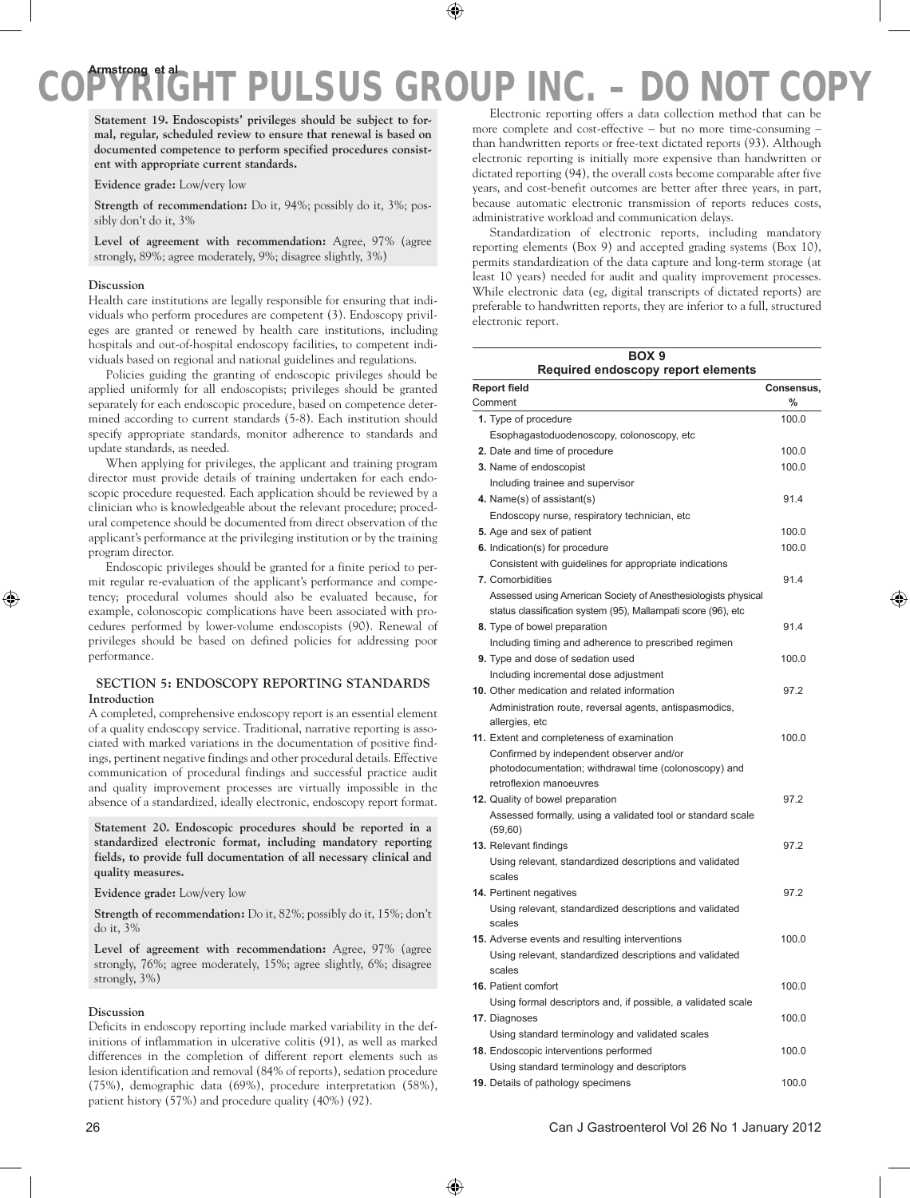**Statement 19. Endoscopists' privileges should be subject to formal, regular, scheduled review to ensure that renewal is based on documented competence to perform specified procedures consistent with appropriate current standards.**

**Evidence grade:** Low/very low

**Strength of recommendation:** Do it, 94%; possibly do it, 3%; possibly don't do it, 3%

**Level of agreement with recommendation:** Agree, 97% (agree strongly, 89%; agree moderately, 9%; disagree slightly, 3%)

#### Discussion

Health care institutions are legally responsible for ensuring that individuals who perform procedures are competent (3). Endoscopy privileges are granted or renewed by health care institutions, including hospitals and out-of-hospital endoscopy facilities, to competent individuals based on regional and national guidelines and regulations.

Policies guiding the granting of endoscopic privileges should be applied uniformly for all endoscopists; privileges should be granted separately for each endoscopic procedure, based on competence determined according to current standards (5-8). Each institution should specify appropriate standards, monitor adherence to standards and update standards, as needed.

When applying for privileges, the applicant and training program director must provide details of training undertaken for each endoscopic procedure requested. Each application should be reviewed by a clinician who is knowledgeable about the relevant procedure; procedural competence should be documented from direct observation of the applicant's performance at the privileging institution or by the training program director.

Endoscopic privileges should be granted for a finite period to permit regular re-evaluation of the applicant's performance and competency; procedural volumes should also be evaluated because, for example, colonoscopic complications have been associated with procedures performed by lower-volume endoscopists (90). Renewal of privileges should be based on defined policies for addressing poor performance.

## SECTION 5: ENDOSCOPY REPORTING STANDARDS

#### Introduction

A completed, comprehensive endoscopy report is an essential element of a quality endoscopy service. Traditional, narrative reporting is associated with marked variations in the documentation of positive findings, pertinent negative findings and other procedural details. Effective communication of procedural findings and successful practice audit and quality improvement processes are virtually impossible in the absence of a standardized, ideally electronic, endoscopy report format.

**Statement 20. Endoscopic procedures should be reported in a standardized electronic format, including mandatory reporting fields, to provide full documentation of all necessary clinical and quality measures.**

**Evidence grade:** Low/very low

**Strength of recommendation:** Do it, 82%; possibly do it, 15%; don't do it, 3%

**Level of agreement with recommendation:** Agree, 97% (agree strongly, 76%; agree moderately, 15%; agree slightly, 6%; disagree strongly, 3%)

#### Discussion

Deficits in endoscopy reporting include marked variability in the definitions of inflammation in ulcerative colitis (91), as well as marked differences in the completion of different report elements such as lesion identification and removal (84% of reports), sedation procedure (75%), demographic data (69%), procedure interpretation (58%), patient history (57%) and procedure quality (40%) (92).

Electronic reporting offers a data collection method that can be more complete and cost-effective – but no more time-consuming – than handwritten reports or free-text dictated reports (93). Although electronic reporting is initially more expensive than handwritten or dictated reporting (94), the overall costs become comparable after five years, and cost-benefit outcomes are better after three years, in part, because automatic electronic transmission of reports reduces costs, administrative workload and communication delays.

Standardization of electronic reports, including mandatory reporting elements (Box 9) and accepted grading systems (Box 10), permits standardization of the data capture and long-term storage (at least 10 years) needed for audit and quality improvement processes. While electronic data (eg, digital transcripts of dictated reports) are preferable to handwritten reports, they are inferior to a full, structured electronic report.

**BOX 9**
**Required endoscopy report elements**

| Report field<br>Comment | Consensus, % |
|---|---|
| **1.** Type of procedure<br>Esophagastoduodenoscopy, colonoscopy, etc | 100.0 |
| **2.** Date and time of procedure | 100.0 |
| **3.** Name of endoscopist<br>Including trainee and supervisor | 100.0 |
| **4.** Name(s) of assistant(s)<br>Endoscopy nurse, respiratory technician, etc | 91.4 |
| **5.** Age and sex of patient | 100.0 |
| **6.** Indication(s) for procedure<br>Consistent with guidelines for appropriate indications | 100.0 |
| **7.** Comorbidities<br>Assessed using American Society of Anesthesiologists physical status classification system (95), Mallampati score (96), etc | 91.4 |
| **8.** Type of bowel preparation<br>Including timing and adherence to prescribed regimen | 91.4 |
| **9.** Type and dose of sedation used<br>Including incremental dose adjustment | 100.0 |
| **10.** Other medication and related information<br>Administration route, reversal agents, antispasmodics, allergies, etc | 97.2 |
| **11.** Extent and completeness of examination<br>Confirmed by independent observer and/or photodocumentation; withdrawal time (colonoscopy) and retroflexion manoeuvres | 100.0 |
| **12.** Quality of bowel preparation<br>Assessed formally, using a validated tool or standard scale (59,60) | 97.2 |
| **13.** Relevant findings<br>Using relevant, standardized descriptions and validated scales | 97.2 |
| **14.** Pertinent negatives<br>Using relevant, standardized descriptions and validated scales | 97.2 |
| **15.** Adverse events and resulting interventions<br>Using relevant, standardized descriptions and validated scales | 100.0 |
| **16.** Patient comfort<br>Using formal descriptors and, if possible, a validated scale | 100.0 |
| **17.** Diagnoses<br>Using standard terminology and validated scales | 100.0 |
| **18.** Endoscopic interventions performed<br>Using standard terminology and descriptors | 100.0 |
| **19.** Details of pathology specimens | 100.0 |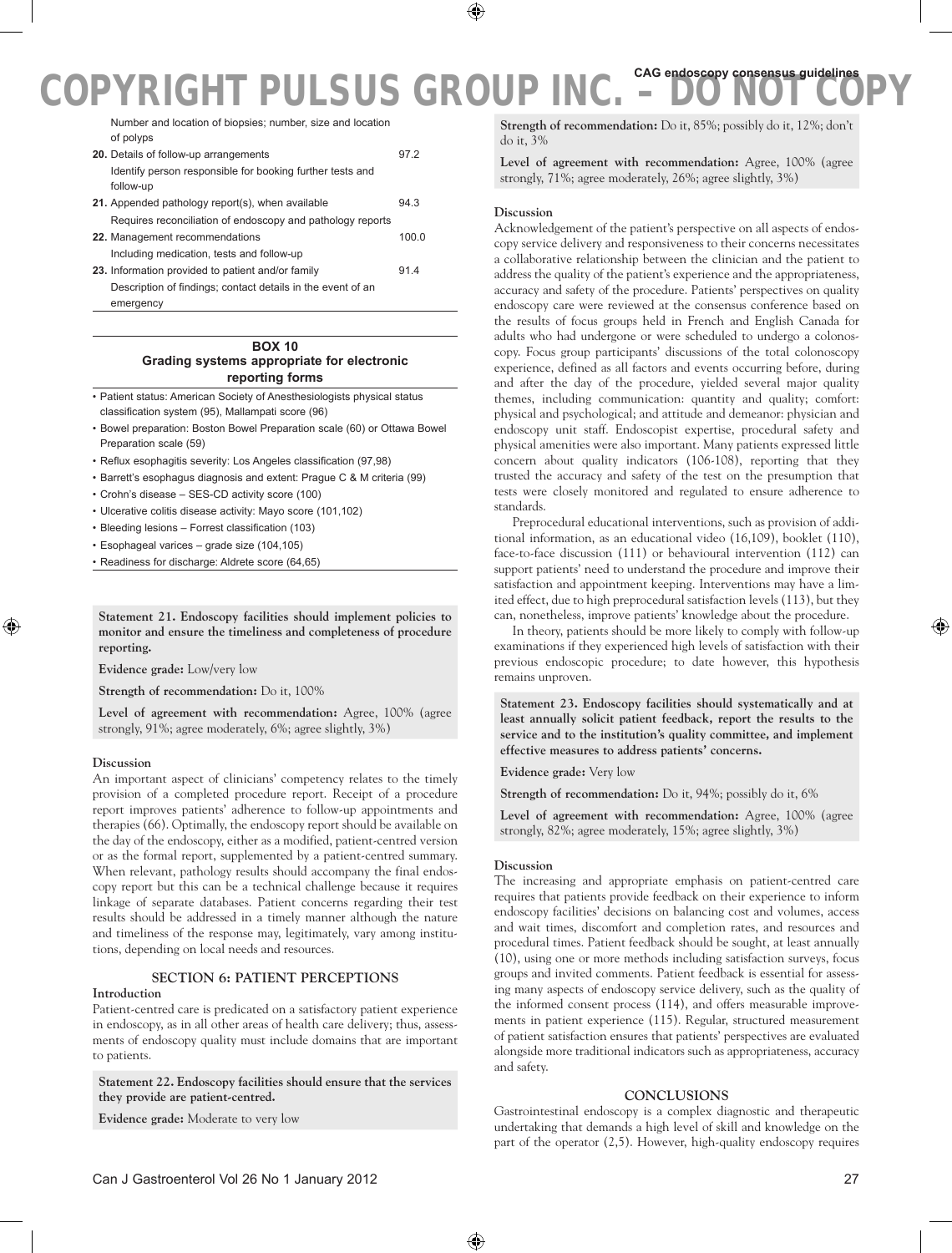| | |
|---|---|
| Number and location of biopsies; number, size and location of polyps | |
| **20.** Details of follow-up arrangements | 97.2 |
| Identify person responsible for booking further tests and follow-up | |
| **21.** Appended pathology report(s), when available | 94.3 |
| Requires reconciliation of endoscopy and pathology reports | |
| **22.** Management recommendations | 100.0 |
| Including medication, tests and follow-up | |
| **23.** Information provided to patient and/or family | 91.4 |
| Description of findings; contact details in the event of an emergency | |

**BOX 10**
**Grading systems appropriate for electronic reporting forms**

- Patient status: American Society of Anesthesiologists physical status classification system (95), Mallampati score (96)
- Bowel preparation: Boston Bowel Preparation scale (60) or Ottawa Bowel Preparation scale (59)
- Reflux esophagitis severity: Los Angeles classification (97,98)
- Barrett's esophagus diagnosis and extent: Prague C & M criteria (99)
- Crohn's disease – SES-CD activity score (100)
- Ulcerative colitis disease activity: Mayo score (101,102)
- Bleeding lesions – Forrest classification (103)
- Esophageal varices – grade size (104,105)
- Readiness for discharge: Aldrete score (64,65)

**Statement 21. Endoscopy facilities should implement policies to monitor and ensure the timeliness and completeness of procedure reporting.**

**Evidence grade:** Low/very low

**Strength of recommendation:** Do it, 100%

**Level of agreement with recommendation:** Agree, 100% (agree strongly, 91%; agree moderately, 6%; agree slightly, 3%)

#### Discussion

An important aspect of clinicians' competency relates to the timely provision of a completed procedure report. Receipt of a procedure report improves patients' adherence to follow-up appointments and therapies (66). Optimally, the endoscopy report should be available on the day of the endoscopy, either as a modified, patient-centred version or as the formal report, supplemented by a patient-centred summary. When relevant, pathology results should accompany the final endoscopy report but this can be a technical challenge because it requires linkage of separate databases. Patient concerns regarding their test results should be addressed in a timely manner although the nature and timeliness of the response may, legitimately, vary among institutions, depending on local needs and resources.

## SECTION 6: PATIENT PERCEPTIONS

#### Introduction

Patient-centred care is predicated on a satisfactory patient experience in endoscopy, as in all other areas of health care delivery; thus, assessments of endoscopy quality must include domains that are important to patients.

**Statement 22. Endoscopy facilities should ensure that the services they provide are patient-centred.**

**Evidence grade:** Moderate to very low

**Strength of recommendation:** Do it, 85%; possibly do it, 12%; don't do it, 3%

**Level of agreement with recommendation:** Agree, 100% (agree strongly, 71%; agree moderately, 26%; agree slightly, 3%)

#### Discussion

Acknowledgement of the patient's perspective on all aspects of endoscopy service delivery and responsiveness to their concerns necessitates a collaborative relationship between the clinician and the patient to address the quality of the patient's experience and the appropriateness, accuracy and safety of the procedure. Patients' perspectives on quality endoscopy care were reviewed at the consensus conference based on the results of focus groups held in French and English Canada for adults who had undergone or were scheduled to undergo a colonoscopy. Focus group participants' discussions of the total colonoscopy experience, defined as all factors and events occurring before, during and after the day of the procedure, yielded several major quality themes, including communication: quantity and quality; comfort: physical and psychological; and attitude and demeanor: physician and endoscopy unit staff. Endoscopist expertise, procedural safety and physical amenities were also important. Many patients expressed little concern about quality indicators (106-108), reporting that they trusted the accuracy and safety of the test on the presumption that tests were closely monitored and regulated to ensure adherence to standards.

Preprocedural educational interventions, such as provision of additional information, as an educational video (16,109), booklet (110), face-to-face discussion (111) or behavioural intervention (112) can support patients' need to understand the procedure and improve their satisfaction and appointment keeping. Interventions may have a limited effect, due to high preprocedural satisfaction levels (113), but they can, nonetheless, improve patients' knowledge about the procedure.

In theory, patients should be more likely to comply with follow-up examinations if they experienced high levels of satisfaction with their previous endoscopic procedure; to date however, this hypothesis remains unproven.

**Statement 23. Endoscopy facilities should systematically and at least annually solicit patient feedback, report the results to the service and to the institution's quality committee, and implement effective measures to address patients' concerns.**

**Evidence grade:** Very low

**Strength of recommendation:** Do it, 94%; possibly do it, 6%

**Level of agreement with recommendation:** Agree, 100% (agree strongly, 82%; agree moderately, 15%; agree slightly, 3%)

#### Discussion

The increasing and appropriate emphasis on patient-centred care requires that patients provide feedback on their experience to inform endoscopy facilities' decisions on balancing cost and volumes, access and wait times, discomfort and completion rates, and resources and procedural times. Patient feedback should be sought, at least annually (10), using one or more methods including satisfaction surveys, focus groups and invited comments. Patient feedback is essential for assessing many aspects of endoscopy service delivery, such as the quality of the informed consent process (114), and offers measurable improvements in patient experience (115). Regular, structured measurement of patient satisfaction ensures that patients' perspectives are evaluated alongside more traditional indicators such as appropriateness, accuracy and safety.

## CONCLUSIONS

Gastrointestinal endoscopy is a complex diagnostic and therapeutic undertaking that demands a high level of skill and knowledge on the part of the operator (2,5). However, high-quality endoscopy requires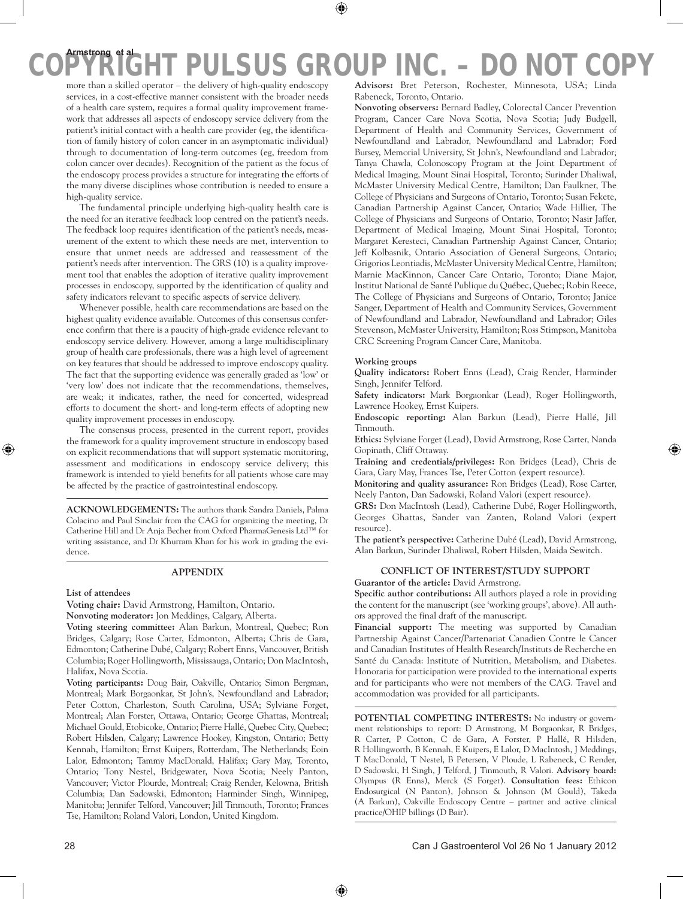more than a skilled operator – the delivery of high-quality endoscopy services, in a cost-effective manner consistent with the broader needs of a health care system, requires a formal quality improvement framework that addresses all aspects of endoscopy service delivery from the patient's initial contact with a health care provider (eg, the identification of family history of colon cancer in an asymptomatic individual) through to documentation of long-term outcomes (eg, freedom from colon cancer over decades). Recognition of the patient as the focus of the endoscopy process provides a structure for integrating the efforts of the many diverse disciplines whose contribution is needed to ensure a high-quality service.

The fundamental principle underlying high-quality health care is the need for an iterative feedback loop centred on the patient's needs. The feedback loop requires identification of the patient's needs, measurement of the extent to which these needs are met, intervention to ensure that unmet needs are addressed and reassessment of the patient's needs after intervention. The GRS (10) is a quality improvement tool that enables the adoption of iterative quality improvement processes in endoscopy, supported by the identification of quality and safety indicators relevant to specific aspects of service delivery.

Whenever possible, health care recommendations are based on the highest quality evidence available. Outcomes of this consensus conference confirm that there is a paucity of high-grade evidence relevant to endoscopy service delivery. However, among a large multidisciplinary group of health care professionals, there was a high level of agreement on key features that should be addressed to improve endoscopy quality. The fact that the supporting evidence was generally graded as 'low' or 'very low' does not indicate that the recommendations, themselves, are weak; it indicates, rather, the need for concerted, widespread efforts to document the short- and long-term effects of adopting new quality improvement processes in endoscopy.

The consensus process, presented in the current report, provides the framework for a quality improvement structure in endoscopy based on explicit recommendations that will support systematic monitoring, assessment and modifications in endoscopy service delivery; this framework is intended to yield benefits for all patients whose care may be affected by the practice of gastrointestinal endoscopy.

**ACKNOWLEDGEMENTS:** The authors thank Sandra Daniels, Palma Colacino and Paul Sinclair from the CAG for organizing the meeting, Dr Catherine Hill and Dr Anja Becher from Oxford PharmaGenesis Ltd™ for writing assistance, and Dr Khurram Khan for his work in grading the evidence.

## APPENDIX

**List of attendees**

**Voting chair:** David Armstrong, Hamilton, Ontario.

**Nonvoting moderator:** Jon Meddings, Calgary, Alberta.

**Voting steering committee:** Alan Barkun, Montreal, Quebec; Ron Bridges, Calgary; Rose Carter, Edmonton, Alberta; Chris de Gara, Edmonton; Catherine Dubé, Calgary; Robert Enns, Vancouver, British Columbia; Roger Hollingworth, Mississauga, Ontario; Don MacIntosh, Halifax, Nova Scotia.

**Voting participants:** Doug Bair, Oakville, Ontario; Simon Bergman, Montreal; Mark Borgaonkar, St John's, Newfoundland and Labrador; Peter Cotton, Charleston, South Carolina, USA; Sylviane Forget, Montreal; Alan Forster, Ottawa, Ontario; George Ghattas, Montreal; Michael Gould, Etobicoke, Ontario; Pierre Hallé, Quebec City, Quebec; Robert Hilsden, Calgary; Lawrence Hookey, Kingston, Ontario; Betty Kennah, Hamilton; Ernst Kuipers, Rotterdam, The Netherlands; Eoin Lalor, Edmonton; Tammy MacDonald, Halifax; Gary May, Toronto, Ontario; Tony Nestel, Bridgewater, Nova Scotia; Neely Panton, Vancouver; Victor Plourde, Montreal; Craig Render, Kelowna, British Columbia; Dan Sadowski, Edmonton; Harminder Singh, Winnipeg, Manitoba; Jennifer Telford, Vancouver; Jill Tinmouth, Toronto; Frances Tse, Hamilton; Roland Valori, London, United Kingdom.

**Advisors:** Bret Peterson, Rochester, Minnesota, USA; Linda Rabeneck, Toronto, Ontario.

**Nonvoting observers:** Bernard Badley, Colorectal Cancer Prevention Program, Cancer Care Nova Scotia, Nova Scotia; Judy Budgell, Department of Health and Community Services, Government of Newfoundland and Labrador, Newfoundland and Labrador; Ford Bursey, Memorial University, St John's, Newfoundland and Labrador; Tanya Chawla, Colonoscopy Program at the Joint Department of Medical Imaging, Mount Sinai Hospital, Toronto; Surinder Dhaliwal, McMaster University Medical Centre, Hamilton; Dan Faulkner, The College of Physicians and Surgeons of Ontario, Toronto; Susan Fekete, Canadian Partnership Against Cancer, Ontario; Wade Hillier, The College of Physicians and Surgeons of Ontario, Toronto; Nasir Jaffer, Department of Medical Imaging, Mount Sinai Hospital, Toronto; Margaret Keresteci, Canadian Partnership Against Cancer, Ontario; Jeff Kolbasnik, Ontario Association of General Surgeons, Ontario; Grigorios Leontiadis, McMaster University Medical Centre, Hamilton; Marnie MacKinnon, Cancer Care Ontario, Toronto; Diane Major, Institut National de Santé Publique du Québec, Quebec; Robin Reece, The College of Physicians and Surgeons of Ontario, Toronto; Janice Sanger, Department of Health and Community Services, Government of Newfoundland and Labrador, Newfoundland and Labrador; Giles Stevenson, McMaster University, Hamilton; Ross Stimpson, Manitoba CRC Screening Program Cancer Care, Manitoba.

**Working groups**

**Quality indicators:** Robert Enns (Lead), Craig Render, Harminder Singh, Jennifer Telford.

**Safety indicators:** Mark Borgaonkar (Lead), Roger Hollingworth, Lawrence Hookey, Ernst Kuipers.

**Endoscopic reporting:** Alan Barkun (Lead), Pierre Hallé, Jill Tinmouth.

**Ethics:** Sylviane Forget (Lead), David Armstrong, Rose Carter, Nanda Gopinath, Cliff Ottaway.

**Training and credentials/privileges:** Ron Bridges (Lead), Chris de Gara, Gary May, Frances Tse, Peter Cotton (expert resource).

**Monitoring and quality assurance:** Ron Bridges (Lead), Rose Carter, Neely Panton, Dan Sadowski, Roland Valori (expert resource).

**GRS:** Don MacIntosh (Lead), Catherine Dubé, Roger Hollingworth, Georges Ghattas, Sander van Zanten, Roland Valori (expert resource).

**The patient's perspective:** Catherine Dubé (Lead), David Armstrong, Alan Barkun, Surinder Dhaliwal, Robert Hilsden, Maida Sewitch.

## CONFLICT OF INTEREST/STUDY SUPPORT

**Guarantor of the article:** David Armstrong.

**Specific author contributions:** All authors played a role in providing the content for the manuscript (see 'working groups', above). All authors approved the final draft of the manuscript.

**Financial support:** The meeting was supported by Canadian Partnership Against Cancer/Partenariat Canadien Contre le Cancer and Canadian Institutes of Health Research/Instituts de Recherche en Santé du Canada: Institute of Nutrition, Metabolism, and Diabetes. Honoraria for participation were provided to the international experts and for participants who were not members of the CAG. Travel and accommodation was provided for all participants.

**POTENTIAL COMPETING INTERESTS:** No industry or government relationships to report: D Armstrong, M Borgaonkar, R Bridges, R Carter, P Cotton, C de Gara, A Forster, P Hallé, R Hilsden, R Hollingworth, B Kennah, E Kuipers, E Lalor, D MacIntosh, J Meddings, T MacDonald, T Nestel, B Petersen, V Ploude, L Rabeneck, C Render, D Sadowski, H Singh, J Telford, J Tinmouth, R Valori. **Advisory board:** Olympus (R Enns), Merck (S Forget). **Consultation fees:** Ethicon Endosurgical (N Panton), Johnson & Johnson (M Gould), Takeda (A Barkun), Oakville Endoscopy Centre – partner and active clinical practice/OHIP billings (D Bair).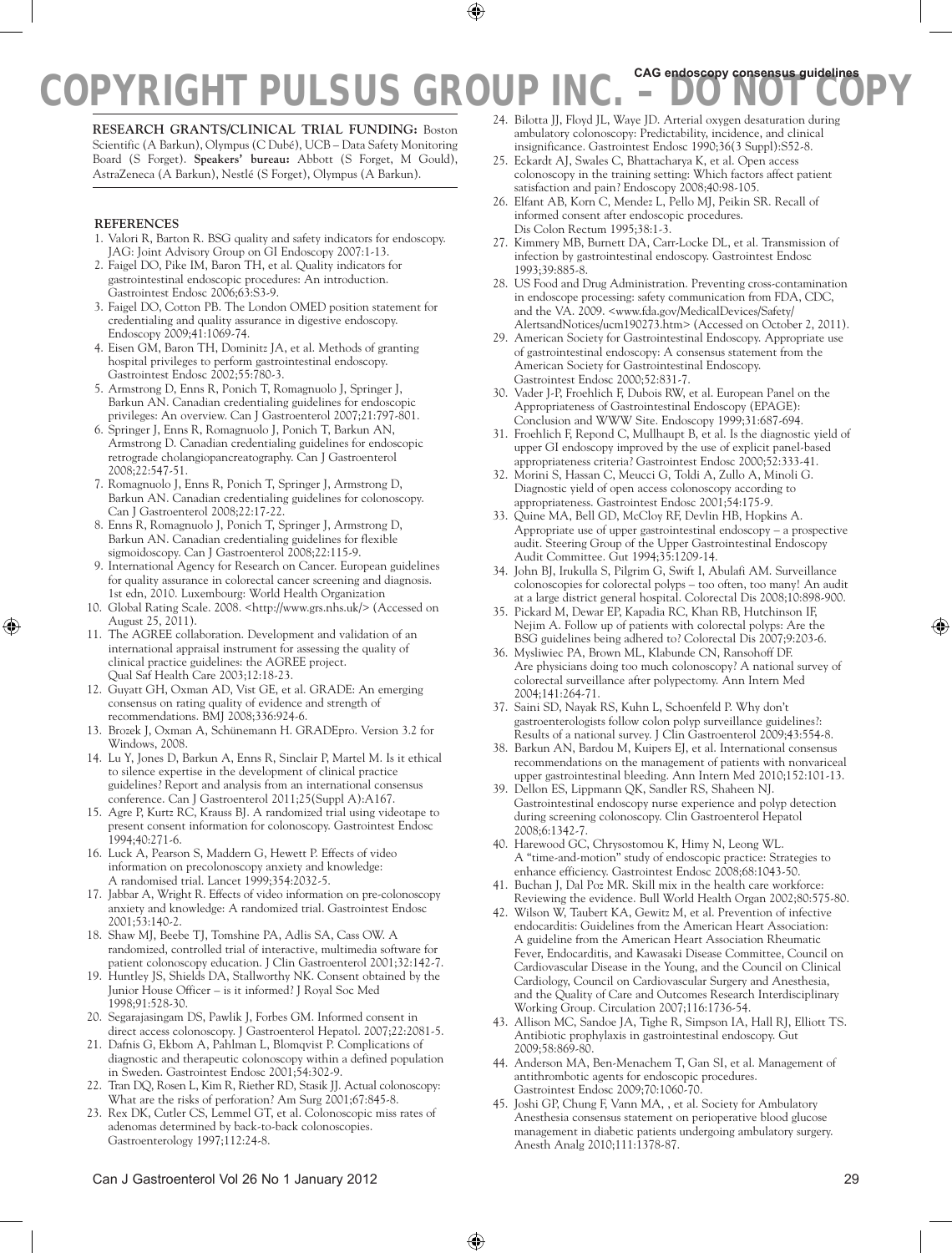**RESEARCH GRANTS/CLINICAL TRIAL FUNDING:** Boston Scientific (A Barkun), Olympus (C Dubé), UCB – Data Safety Monitoring Board (S Forget). **Speakers' bureau:** Abbott (S Forget, M Gould), AstraZeneca (A Barkun), Nestlé (S Forget), Olympus (A Barkun).

## REFERENCES

1. Valori R, Barton R. BSG quality and safety indicators for endoscopy. JAG: Joint Advisory Group on GI Endoscopy 2007:1-13.
2. Faigel DO, Pike IM, Baron TH, et al. Quality indicators for gastrointestinal endoscopic procedures: An introduction. Gastrointest Endosc 2006;63:S3-9.
3. Faigel DO, Cotton PB. The London OMED position statement for credentialing and quality assurance in digestive endoscopy. Endoscopy 2009;41:1069-74.
4. Eisen GM, Baron TH, Dominitz JA, et al. Methods of granting hospital privileges to perform gastrointestinal endoscopy. Gastrointest Endosc 2002;55:780-3.
5. Armstrong D, Enns R, Ponich T, Romagnuolo J, Springer J, Barkun AN. Canadian credentialing guidelines for endoscopic privileges: An overview. Can J Gastroenterol 2007;21:797-801.
6. Springer J, Enns R, Romagnuolo J, Ponich T, Barkun AN, Armstrong D. Canadian credentialing guidelines for endoscopic retrograde cholangiopancreatography. Can J Gastroenterol 2008;22:547-51.
7. Romagnuolo J, Enns R, Ponich T, Springer J, Armstrong D, Barkun AN. Canadian credentialing guidelines for colonoscopy. Can J Gastroenterol 2008;22:17-22.
8. Enns R, Romagnuolo J, Ponich T, Springer J, Armstrong D, Barkun AN. Canadian credentialing guidelines for flexible sigmoidoscopy. Can J Gastroenterol 2008;22:115-9.
9. International Agency for Research on Cancer. European guidelines for quality assurance in colorectal cancer screening and diagnosis. 1st edn, 2010. Luxembourg: World Health Organization
10. Global Rating Scale. 2008. <http://www.grs.nhs.uk/> (Accessed on August 25, 2011).
11. The AGREE collaboration. Development and validation of an international appraisal instrument for assessing the quality of clinical practice guidelines: the AGREE project. Qual Saf Health Care 2003;12:18-23.
12. Guyatt GH, Oxman AD, Vist GE, et al. GRADE: An emerging consensus on rating quality of evidence and strength of recommendations. BMJ 2008;336:924-6.
13. Brozek J, Oxman A, Schünemann H. GRADEpro. Version 3.2 for Windows, 2008.
14. Lu Y, Jones D, Barkun A, Enns R, Sinclair P, Martel M. Is it ethical to silence expertise in the development of clinical practice guidelines? Report and analysis from an international consensus conference. Can J Gastroenterol 2011;25(Suppl A):A167.
15. Agre P, Kurtz RC, Krauss BJ. A randomized trial using videotape to present consent information for colonoscopy. Gastrointest Endosc 1994;40:271-6.
16. Luck A, Pearson S, Maddern G, Hewett P. Effects of video information on precolonoscopy anxiety and knowledge: A randomised trial. Lancet 1999;354:2032-5.
17. Jabbar A, Wright R. Effects of video information on pre-colonoscopy anxiety and knowledge: A randomized trial. Gastrointest Endosc 2001;53:140-2.
18. Shaw MJ, Beebe TJ, Tomshine PA, Adlis SA, Cass OW. A randomized, controlled trial of interactive, multimedia software for patient colonoscopy education. J Clin Gastroenterol 2001;32:142-7.
19. Huntley JS, Shields DA, Stallworthy NK. Consent obtained by the Junior House Officer – is it informed? J Royal Soc Med 1998;91:528-30.
20. Segarajasingam DS, Pawlik J, Forbes GM. Informed consent in direct access colonoscopy. J Gastroenterol Hepatol. 2007;22:2081-5.
21. Dafnis G, Ekbom A, Pahlman L, Blomqvist P. Complications of diagnostic and therapeutic colonoscopy within a defined population in Sweden. Gastrointest Endosc 2001;54:302-9.
22. Tran DQ, Rosen L, Kim R, Riether RD, Stasik JJ. Actual colonoscopy: What are the risks of perforation? Am Surg 2001;67:845-8.
23. Rex DK, Cutler CS, Lemmel GT, et al. Colonoscopic miss rates of adenomas determined by back-to-back colonoscopies. Gastroenterology 1997;112:24-8.
24. Bilotta JJ, Floyd JL, Waye JD. Arterial oxygen desaturation during ambulatory colonoscopy: Predictability, incidence, and clinical insignificance. Gastrointest Endosc 1990;36(3 Suppl):S52-8.
25. Eckardt AJ, Swales C, Bhattacharya K, et al. Open access colonoscopy in the training setting: Which factors affect patient satisfaction and pain? Endoscopy 2008;40:98-105.
26. Elfant AB, Korn C, Mendez L, Pello MJ, Peikin SR. Recall of informed consent after endoscopic procedures. Dis Colon Rectum 1995;38:1-3.
27. Kimmery MB, Burnett DA, Carr-Locke DL, et al. Transmission of infection by gastrointestinal endoscopy. Gastrointest Endosc 1993;39:885-8.
28. US Food and Drug Administration. Preventing cross-contamination in endoscope processing: safety communication from FDA, CDC, and the VA. 2009. <www.fda.gov/MedicalDevices/Safety/AlertsandNotices/ucm190273.htm> (Accessed on October 2, 2011).
29. American Society for Gastrointestinal Endoscopy. Appropriate use of gastrointestinal endoscopy: A consensus statement from the American Society for Gastrointestinal Endoscopy. Gastrointest Endosc 2000;52:831-7.
30. Vader J-P, Froehlich F, Dubois RW, et al. European Panel on the Appropriateness of Gastrointestinal Endoscopy (EPAGE): Conclusion and WWW Site. Endoscopy 1999;31:687-694.
31. Froehlich F, Repond C, Mullhaupt B, et al. Is the diagnostic yield of upper GI endoscopy improved by the use of explicit panel-based appropriateness criteria? Gastrointest Endosc 2000;52:333-41.
32. Morini S, Hassan C, Meucci G, Toldi A, Zullo A, Minoli G. Diagnostic yield of open access colonoscopy according to appropriateness. Gastrointest Endosc 2001;54:175-9.
33. Quine MA, Bell GD, McCloy RF, Devlin HB, Hopkins A. Appropriate use of upper gastrointestinal endoscopy – a prospective audit. Steering Group of the Upper Gastrointestinal Endoscopy Audit Committee. Gut 1994;35:1209-14.
34. John BJ, Irukulla S, Pilgrim G, Swift I, Abulafi AM. Surveillance colonoscopies for colorectal polyps – too often, too many! An audit at a large district general hospital. Colorectal Dis 2008;10:898-900.
35. Pickard M, Dewar EP, Kapadia RC, Khan RB, Hutchinson IF, Nejim A. Follow up of patients with colorectal polyps: Are the BSG guidelines being adhered to? Colorectal Dis 2007;9:203-6.
36. Mysliwiec PA, Brown ML, Klabunde CN, Ransohoff DF. Are physicians doing too much colonoscopy? A national survey of colorectal surveillance after polypectomy. Ann Intern Med 2004;141:264-71.
37. Saini SD, Nayak RS, Kuhn L, Schoenfeld P. Why don't gastroenterologists follow colon polyp surveillance guidelines?: Results of a national survey. J Clin Gastroenterol 2009;43:554-8.
38. Barkun AN, Bardou M, Kuipers EJ, et al. International consensus recommendations on the management of patients with nonvariceal upper gastrointestinal bleeding. Ann Intern Med 2010;152:101-13.
39. Dellon ES, Lippmann QK, Sandler RS, Shaheen NJ. Gastrointestinal endoscopy nurse experience and polyp detection during screening colonoscopy. Clin Gastroenterol Hepatol 2008;6:1342-7.
40. Harewood GC, Chrysostomou K, Himy N, Leong WL. A "time-and-motion" study of endoscopic practice: Strategies to enhance efficiency. Gastrointest Endosc 2008;68:1043-50.
41. Buchan J, Dal Poz MR. Skill mix in the health care workforce: Reviewing the evidence. Bull World Health Organ 2002;80:575-80.
42. Wilson W, Taubert KA, Gewitz M, et al. Prevention of infective endocarditis: Guidelines from the American Heart Association: A guideline from the American Heart Association Rheumatic Fever, Endocarditis, and Kawasaki Disease Committee, Council on Cardiovascular Disease in the Young, and the Council on Clinical Cardiology, Council on Cardiovascular Surgery and Anesthesia, and the Quality of Care and Outcomes Research Interdisciplinary Working Group. Circulation 2007;116:1736-54.
43. Allison MC, Sandoe JA, Tighe R, Simpson IA, Hall RJ, Elliott TS. Antibiotic prophylaxis in gastrointestinal endoscopy. Gut 2009;58:869-80.
44. Anderson MA, Ben-Menachem T, Gan SI, et al. Management of antithrombotic agents for endoscopic procedures. Gastrointest Endosc 2009;70:1060-70.
45. Joshi GP, Chung F, Vann MA, , et al. Society for Ambulatory Anesthesia consensus statement on perioperative blood glucose management in diabetic patients undergoing ambulatory surgery. Anesth Analg 2010;111:1378-87.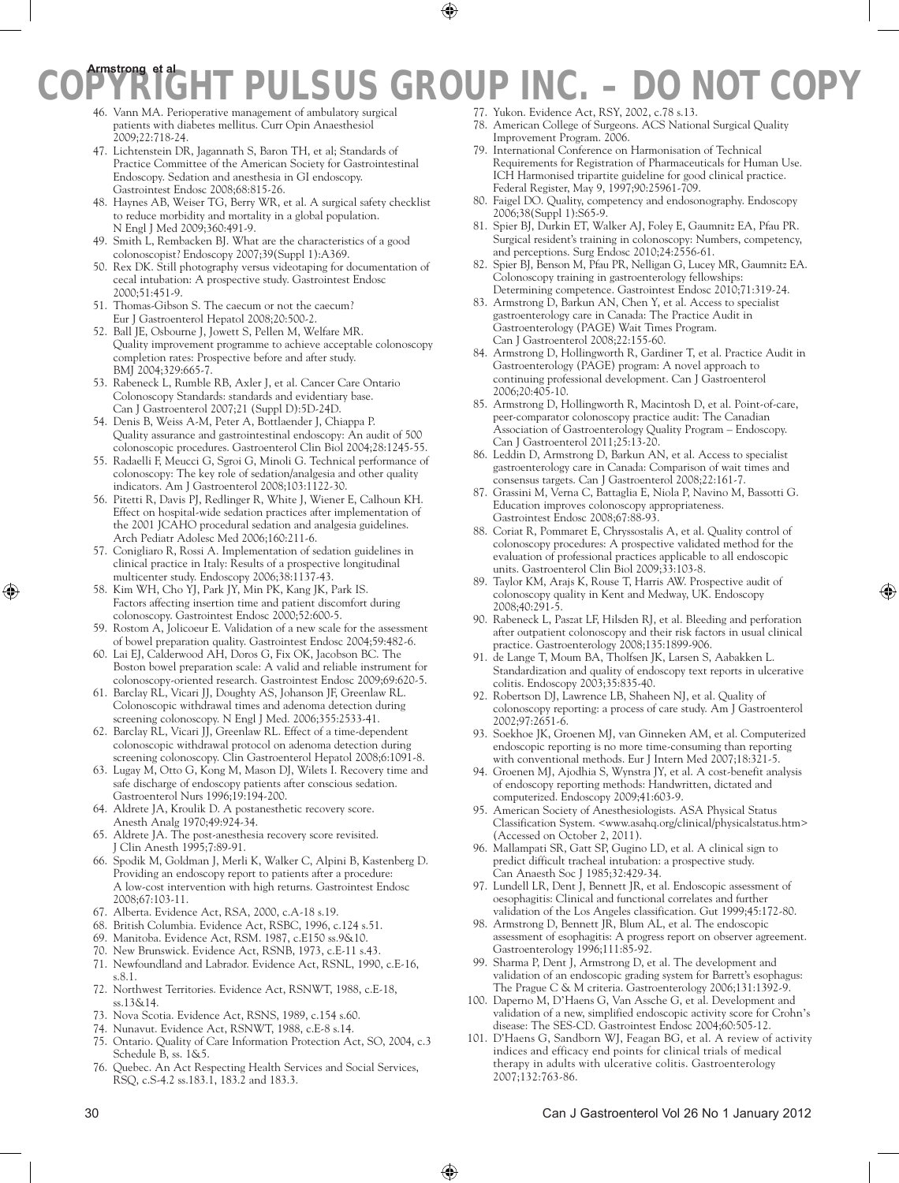46. Vann MA. Perioperative management of ambulatory surgical patients with diabetes mellitus. Curr Opin Anaesthesiol 2009;22:718-24.
47. Lichtenstein DR, Jagannath S, Baron TH, et al; Standards of Practice Committee of the American Society for Gastrointestinal Endoscopy. Sedation and anesthesia in GI endoscopy. Gastrointest Endosc 2008;68:815-26.
48. Haynes AB, Weiser TG, Berry WR, et al. A surgical safety checklist to reduce morbidity and mortality in a global population. N Engl J Med 2009;360:491-9.
49. Smith L, Rembacken BJ. What are the characteristics of a good colonoscopist? Endoscopy 2007;39(Suppl 1):A369.
50. Rex DK. Still photography versus videotaping for documentation of cecal intubation: A prospective study. Gastrointest Endosc 2000;51:451-9.
51. Thomas-Gibson S. The caecum or not the caecum? Eur J Gastroenterol Hepatol 2008;20:500-2.
52. Ball JE, Osbourne J, Jowett S, Pellen M, Welfare MR. Quality improvement programme to achieve acceptable colonoscopy completion rates: Prospective before and after study. BMJ 2004;329:665-7.
53. Rabeneck L, Rumble RB, Axler J, et al. Cancer Care Ontario Colonoscopy Standards: standards and evidentiary base. Can J Gastroenterol 2007;21 (Suppl D):5D-24D.
54. Denis B, Weiss A-M, Peter A, Bottlaender J, Chiappa P. Quality assurance and gastrointestinal endoscopy: An audit of 500 colonoscopic procedures. Gastroenterol Clin Biol 2004;28:1245-55.
55. Radaelli F, Meucci G, Sgroi G, Minoli G. Technical performance of colonoscopy: The key role of sedation/analgesia and other quality indicators. Am J Gastroenterol 2008;103:1122-30.
56. Pitetti R, Davis PJ, Redlinger R, White J, Wiener E, Calhoun KH. Effect on hospital-wide sedation practices after implementation of the 2001 JCAHO procedural sedation and analgesia guidelines. Arch Pediatr Adolesc Med 2006;160:211-6.
57. Conigliaro R, Rossi A. Implementation of sedation guidelines in clinical practice in Italy: Results of a prospective longitudinal multicenter study. Endoscopy 2006;38:1137-43.
58. Kim WH, Cho YJ, Park JY, Min PK, Kang JK, Park IS. Factors affecting insertion time and patient discomfort during colonoscopy. Gastrointest Endosc 2000;52:600-5.
59. Rostom A, Jolicoeur E. Validation of a new scale for the assessment of bowel preparation quality. Gastrointest Endosc 2004;59:482-6.
60. Lai EJ, Calderwood AH, Doros G, Fix OK, Jacobson BC. The Boston bowel preparation scale: A valid and reliable instrument for colonoscopy-oriented research. Gastrointest Endosc 2009;69:620-5.
61. Barclay RL, Vicari JJ, Doughty AS, Johanson JF, Greenlaw RL. Colonoscopic withdrawal times and adenoma detection during screening colonoscopy. N Engl J Med. 2006;355:2533-41.
62. Barclay RL, Vicari JJ, Greenlaw RL. Effect of a time-dependent colonoscopic withdrawal protocol on adenoma detection during screening colonoscopy. Clin Gastroenterol Hepatol 2008;6:1091-8.
63. Lugay M, Otto G, Kong M, Mason DJ, Wilets I. Recovery time and safe discharge of endoscopy patients after conscious sedation. Gastroenterol Nurs 1996;19:194-200.
64. Aldrete JA, Kroulik D. A postanesthetic recovery score. Anesth Analg 1970;49:924-34.
65. Aldrete JA. The post-anesthesia recovery score revisited. J Clin Anesth 1995;7:89-91.
66. Spodik M, Goldman J, Merli K, Walker C, Alpini B, Kastenberg D. Providing an endoscopy report to patients after a procedure: A low-cost intervention with high returns. Gastrointest Endosc 2008;67:103-11.
67. Alberta. Evidence Act, RSA, 2000, c.A-18 s.19.
68. British Columbia. Evidence Act, RSBC, 1996, c.124 s.51.
69. Manitoba. Evidence Act, RSM. 1987, c.E150 ss.9&10.
70. New Brunswick. Evidence Act, RSNB, 1973, c.E-11 s.43.
71. Newfoundland and Labrador. Evidence Act, RSNL, 1990, c.E-16, s.8.1.
72. Northwest Territories. Evidence Act, RSNWT, 1988, c.E-18, ss.13&14.
73. Nova Scotia. Evidence Act, RSNS, 1989, c.154 s.60.
74. Nunavut. Evidence Act, RSNWT, 1988, c.E-8 s.14.
75. Ontario. Quality of Care Information Protection Act, SO, 2004, c.3 Schedule B, ss. 1&5.
76. Quebec. An Act Respecting Health Services and Social Services, RSQ, c.S-4.2 ss.183.1, 183.2 and 183.3.
77. Yukon. Evidence Act, RSY, 2002, c.78 s.13.
78. American College of Surgeons. ACS National Surgical Quality Improvement Program. 2006.
79. International Conference on Harmonisation of Technical Requirements for Registration of Pharmaceuticals for Human Use. ICH Harmonised tripartite guideline for good clinical practice. Federal Register, May 9, 1997;90:25961-709.
80. Faigel DO. Quality, competency and endosonography. Endoscopy 2006;38(Suppl 1):S65-9.
81. Spier BJ, Durkin ET, Walker AJ, Foley E, Gaumnitz EA, Pfau PR. Surgical resident's training in colonoscopy: Numbers, competency, and perceptions. Surg Endosc 2010;24:2556-61.
82. Spier BJ, Benson M, Pfau PR, Nelligan G, Lucey MR, Gaumnitz EA. Colonoscopy training in gastroenterology fellowships: Determining competence. Gastrointest Endosc 2010;71:319-24.
83. Armstrong D, Barkun AN, Chen Y, et al. Access to specialist gastroenterology care in Canada: The Practice Audit in Gastroenterology (PAGE) Wait Times Program. Can J Gastroenterol 2008;22:155-60.
84. Armstrong D, Hollingworth R, Gardiner T, et al. Practice Audit in Gastroenterology (PAGE) program: A novel approach to continuing professional development. Can J Gastroenterol 2006;20:405-10.
85. Armstrong D, Hollingworth R, Macintosh D, et al. Point-of-care, peer-comparator colonoscopy practice audit: The Canadian Association of Gastroenterology Quality Program – Endoscopy. Can J Gastroenterol 2011;25:13-20.
86. Leddin D, Armstrong D, Barkun AN, et al. Access to specialist gastroenterology care in Canada: Comparison of wait times and consensus targets. Can J Gastroenterol 2008;22:161-7.
87. Grassini M, Verna C, Battaglia E, Niola P, Navino M, Bassotti G. Education improves colonoscopy appropriateness. Gastrointest Endosc 2008;67:88-93.
88. Coriat R, Pommaret E, Chryssostalis A, et al. Quality control of colonoscopy procedures: A prospective validated method for the evaluation of professional practices applicable to all endoscopic units. Gastroenterol Clin Biol 2009;33:103-8.
89. Taylor KM, Arajs K, Rouse T, Harris AW. Prospective audit of colonoscopy quality in Kent and Medway, UK. Endoscopy 2008;40:291-5.
90. Rabeneck L, Paszat LF, Hilsden RJ, et al. Bleeding and perforation after outpatient colonoscopy and their risk factors in usual clinical practice. Gastroenterology 2008;135:1899-906.
91. de Lange T, Moum BA, Tholfsen JK, Larsen S, Aabakken L. Standardization and quality of endoscopy text reports in ulcerative colitis. Endoscopy 2003;35:835-40.
92. Robertson DJ, Lawrence LB, Shaheen NJ, et al. Quality of colonoscopy reporting: a process of care study. Am J Gastroenterol 2002;97:2651-6.
93. Soekhoe JK, Groenen MJ, van Ginneken AM, et al. Computerized endoscopic reporting is no more time-consuming than reporting with conventional methods. Eur J Intern Med 2007;18:321-5.
94. Groenen MJ, Ajodhia S, Wynstra JY, et al. A cost-benefit analysis of endoscopy reporting methods: Handwritten, dictated and computerized. Endoscopy 2009;41:603-9.
95. American Society of Anesthesiologists. ASA Physical Status Classification System. <www.asahq.org/clinical/physicalstatus.htm> (Accessed on October 2, 2011).
96. Mallampati SR, Gatt SP, Gugino LD, et al. A clinical sign to predict difficult tracheal intubation: a prospective study. Can Anaesth Soc J 1985;32:429-34.
97. Lundell LR, Dent J, Bennett JR, et al. Endoscopic assessment of oesophagitis: Clinical and functional correlates and further validation of the Los Angeles classification. Gut 1999;45:172-80.
98. Armstrong D, Bennett JR, Blum AL, et al. The endoscopic assessment of esophagitis: A progress report on observer agreement. Gastroenterology 1996;111:85-92.
99. Sharma P, Dent J, Armstrong D, et al. The development and validation of an endoscopic grading system for Barrett's esophagus: The Prague C & M criteria. Gastroenterology 2006;131:1392-9.
100. Daperno M, D'Haens G, Van Assche G, et al. Development and validation of a new, simplified endoscopic activity score for Crohn's disease: The SES-CD. Gastrointest Endosc 2004;60:505-12.
101. D'Haens G, Sandborn WJ, Feagan BG, et al. A review of activity indices and efficacy end points for clinical trials of medical therapy in adults with ulcerative colitis. Gastroenterology 2007;132:763-86.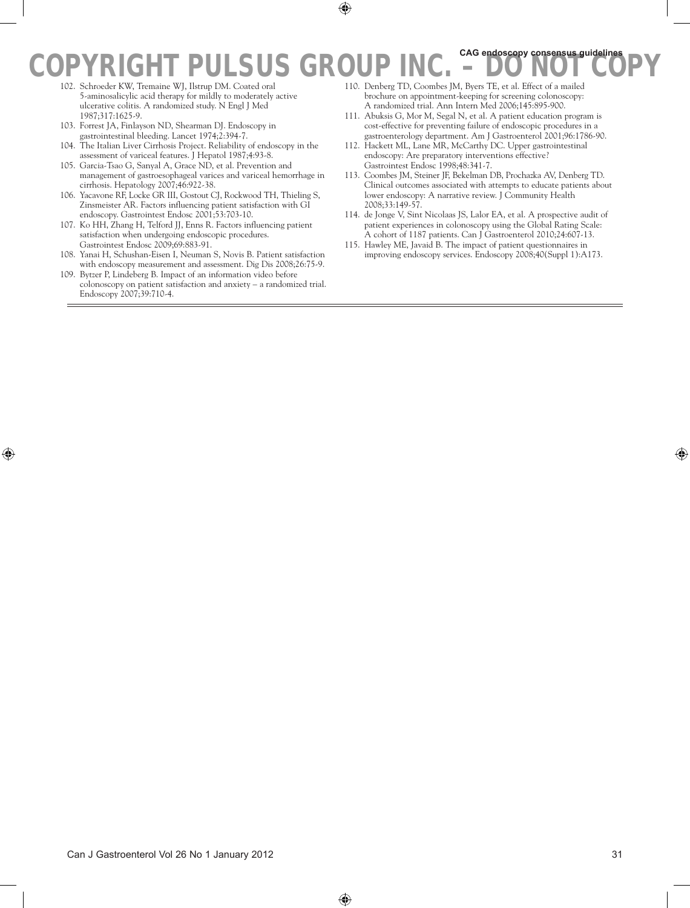102. Schroeder KW, Tremaine WJ, Ilstrup DM. Coated oral 5-aminosalicylic acid therapy for mildly to moderately active ulcerative colitis. A randomized study. N Engl J Med 1987;317:1625-9.
103. Forrest JA, Finlayson ND, Shearman DJ. Endoscopy in gastrointestinal bleeding. Lancet 1974;2:394-7.
104. The Italian Liver Cirrhosis Project. Reliability of endoscopy in the assessment of variceal features. J Hepatol 1987;4:93-8.
105. Garcia-Tsao G, Sanyal A, Grace ND, et al. Prevention and management of gastroesophageal varices and variceal hemorrhage in cirrhosis. Hepatology 2007;46:922-38.
106. Yacavone RF, Locke GR III, Gostout CJ, Rockwood TH, Thieling S, Zinsmeister AR. Factors influencing patient satisfaction with GI endoscopy. Gastrointest Endosc 2001;53:703-10.
107. Ko HH, Zhang H, Telford JJ, Enns R. Factors influencing patient satisfaction when undergoing endoscopic procedures. Gastrointest Endosc 2009;69:883-91.
108. Yanai H, Schushan-Eisen I, Neuman S, Novis B. Patient satisfaction with endoscopy measurement and assessment. Dig Dis 2008;26:75-9.
109. Bytzer P, Lindeberg B. Impact of an information video before colonoscopy on patient satisfaction and anxiety – a randomized trial. Endoscopy 2007;39:710-4.
110. Denberg TD, Coombes JM, Byers TE, et al. Effect of a mailed brochure on appointment-keeping for screening colonoscopy: A randomized trial. Ann Intern Med 2006;145:895-900.
111. Abuksis G, Mor M, Segal N, et al. A patient education program is cost-effective for preventing failure of endoscopic procedures in a gastroenterology department. Am J Gastroenterol 2001;96:1786-90.
112. Hackett ML, Lane MR, McCarthy DC. Upper gastrointestinal endoscopy: Are preparatory interventions effective? Gastrointest Endosc 1998;48:341-7.
113. Coombes JM, Steiner JF, Bekelman DB, Prochazka AV, Denberg TD. Clinical outcomes associated with attempts to educate patients about lower endoscopy: A narrative review. J Community Health 2008;33:149-57.
114. de Jonge V, Sint Nicolaas JS, Lalor EA, et al. A prospective audit of patient experiences in colonoscopy using the Global Rating Scale: A cohort of 1187 patients. Can J Gastroenterol 2010;24:607-13.
115. Hawley ME, Javaid B. The impact of patient questionnaires in improving endoscopy services. Endoscopy 2008;40(Suppl 1):A173.